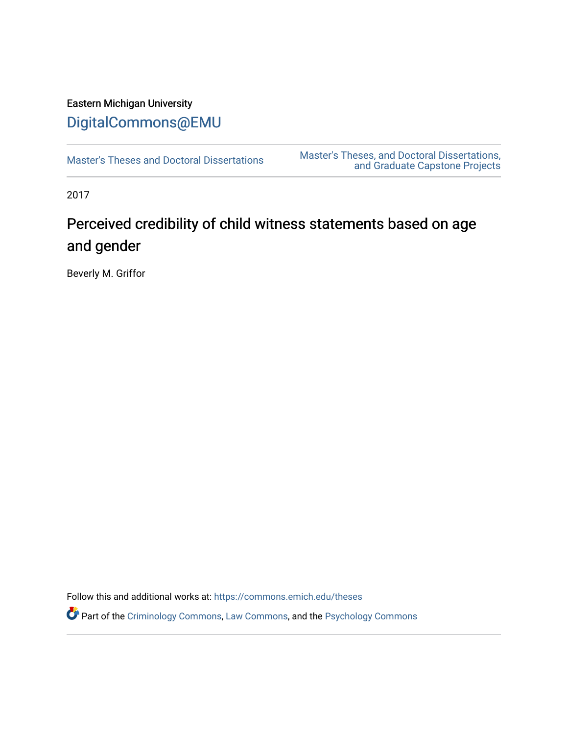Eastern Michigan University

DigitalCommons@EMU

Master's Theses and Doctoral Dissertations

Master's Theses, and Doctoral Dissertations, and Graduate Capstone Projects

2017

# Perceived credibility of child witness statements based on age and gender

Beverly M. Griffor

Follow this and additional works at: https://commons.emich.edu/theses

Part of the Criminology Commons, Law Commons, and the Psychology Commons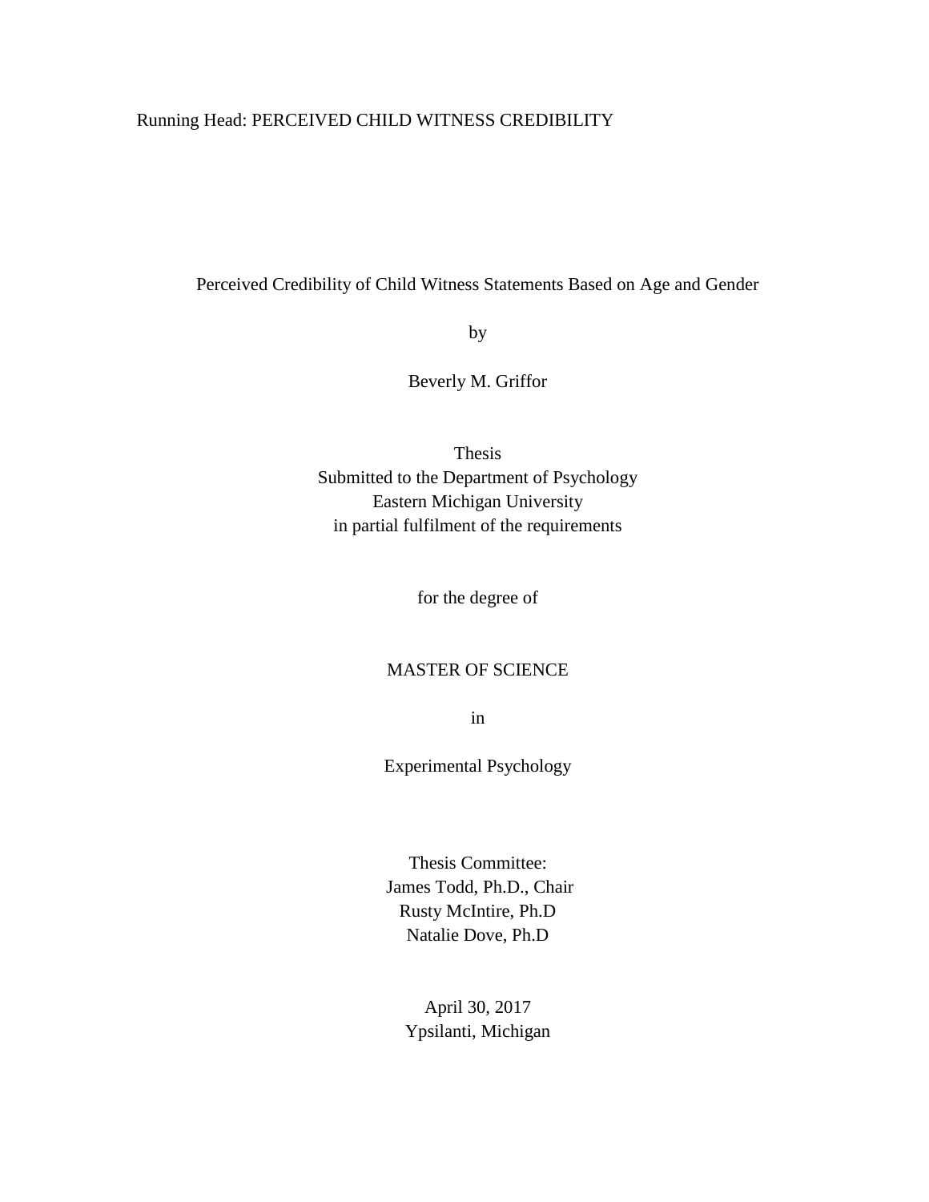Running Head: PERCEIVED CHILD WITNESS CREDIBILITY

# Perceived Credibility of Child Witness Statements Based on Age and Gender

by

Beverly M. Griffor

Thesis
Submitted to the Department of Psychology
Eastern Michigan University
in partial fulfilment of the requirements

for the degree of

MASTER OF SCIENCE

in

Experimental Psychology

Thesis Committee:
James Todd, Ph.D., Chair
Rusty McIntire, Ph.D
Natalie Dove, Ph.D

April 30, 2017
Ypsilanti, Michigan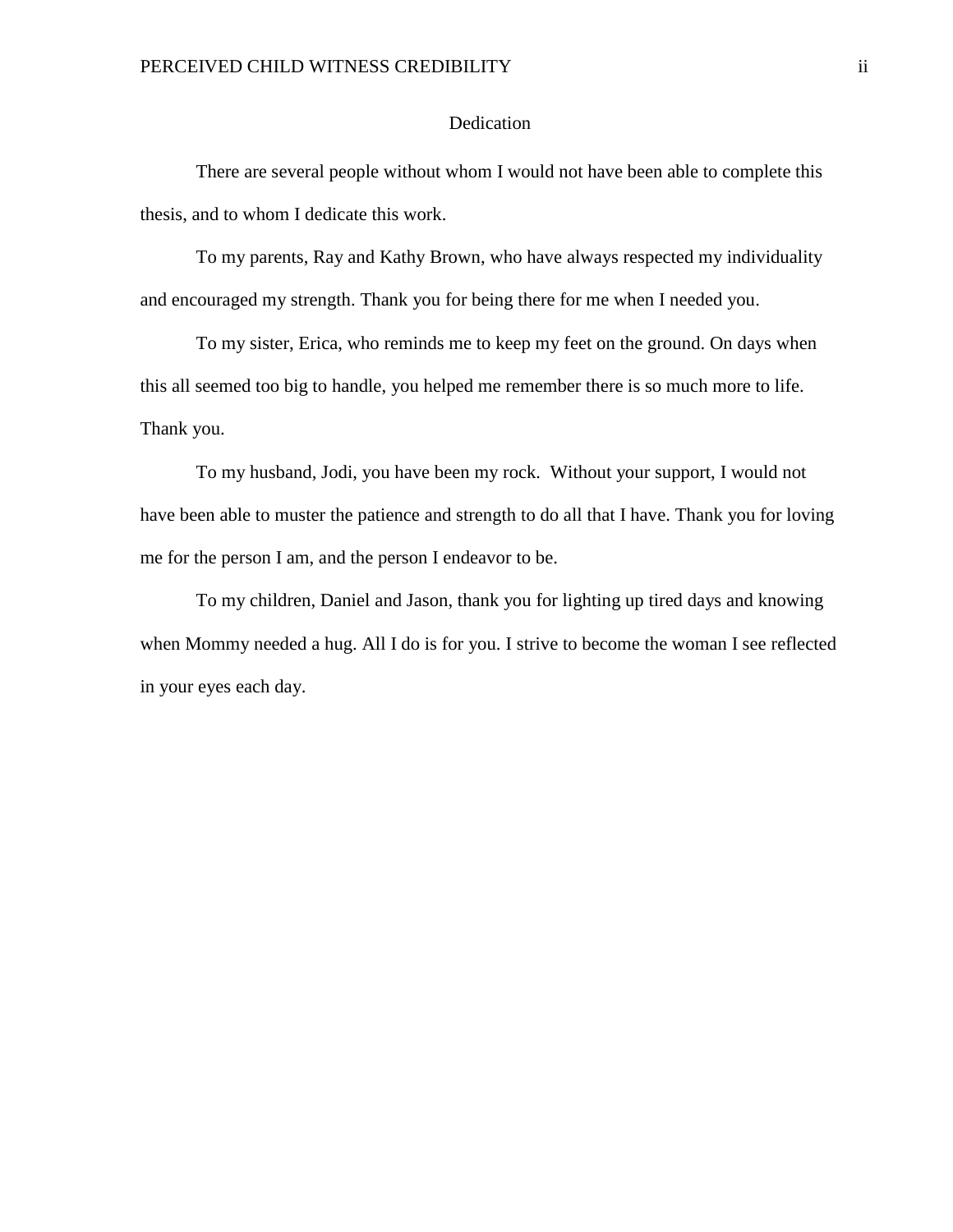# Dedication

There are several people without whom I would not have been able to complete this thesis, and to whom I dedicate this work.

To my parents, Ray and Kathy Brown, who have always respected my individuality and encouraged my strength. Thank you for being there for me when I needed you.

To my sister, Erica, who reminds me to keep my feet on the ground. On days when this all seemed too big to handle, you helped me remember there is so much more to life. Thank you.

To my husband, Jodi, you have been my rock. Without your support, I would not have been able to muster the patience and strength to do all that I have. Thank you for loving me for the person I am, and the person I endeavor to be.

To my children, Daniel and Jason, thank you for lighting up tired days and knowing when Mommy needed a hug. All I do is for you. I strive to become the woman I see reflected in your eyes each day.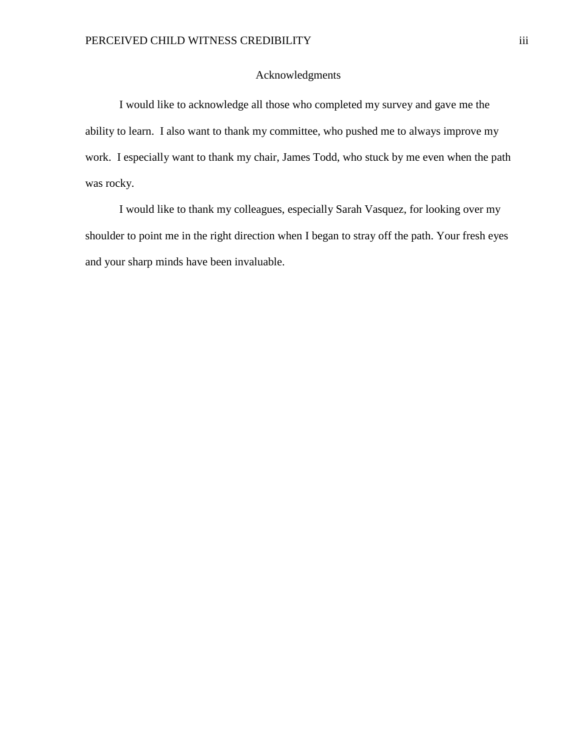# Acknowledgments

I would like to acknowledge all those who completed my survey and gave me the ability to learn. I also want to thank my committee, who pushed me to always improve my work. I especially want to thank my chair, James Todd, who stuck by me even when the path was rocky.

I would like to thank my colleagues, especially Sarah Vasquez, for looking over my shoulder to point me in the right direction when I began to stray off the path. Your fresh eyes and your sharp minds have been invaluable.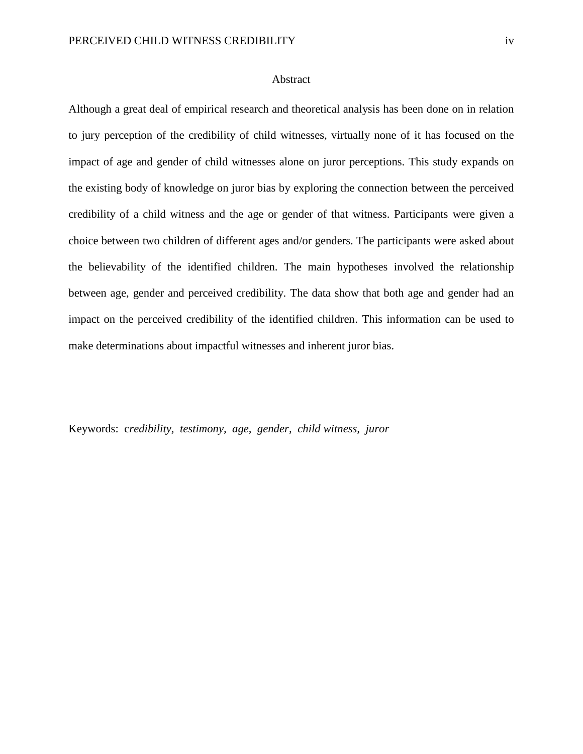# Abstract

Although a great deal of empirical research and theoretical analysis has been done on in relation to jury perception of the credibility of child witnesses, virtually none of it has focused on the impact of age and gender of child witnesses alone on juror perceptions. This study expands on the existing body of knowledge on juror bias by exploring the connection between the perceived credibility of a child witness and the age or gender of that witness. Participants were given a choice between two children of different ages and/or genders. The participants were asked about the believability of the identified children. The main hypotheses involved the relationship between age, gender and perceived credibility. The data show that both age and gender had an impact on the perceived credibility of the identified children. This information can be used to make determinations about impactful witnesses and inherent juror bias.

Keywords: c*redibility, testimony, age, gender, child witness, juror*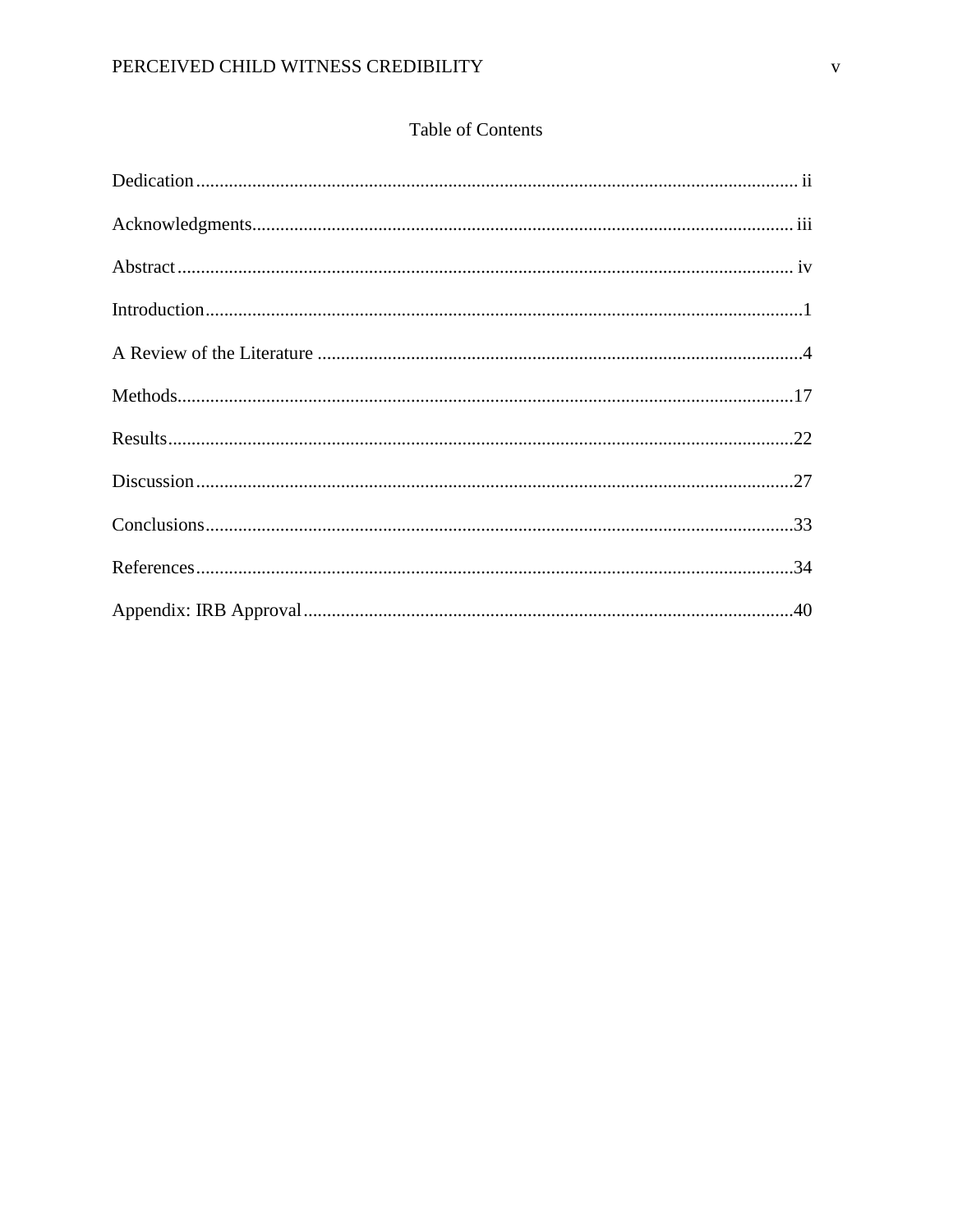# Table of Contents

Dedication................................................................................................................................ ii

Acknowledgments................................................................................................................... iii

Abstract................................................................................................................................... iv

Introduction..............................................................................................................................1

A Review of the Literature .......................................................................................................4

Methods...................................................................................................................................17

Results.....................................................................................................................................22

Discussion...............................................................................................................................27

Conclusions.............................................................................................................................33

References...............................................................................................................................34

Appendix: IRB Approval........................................................................................................40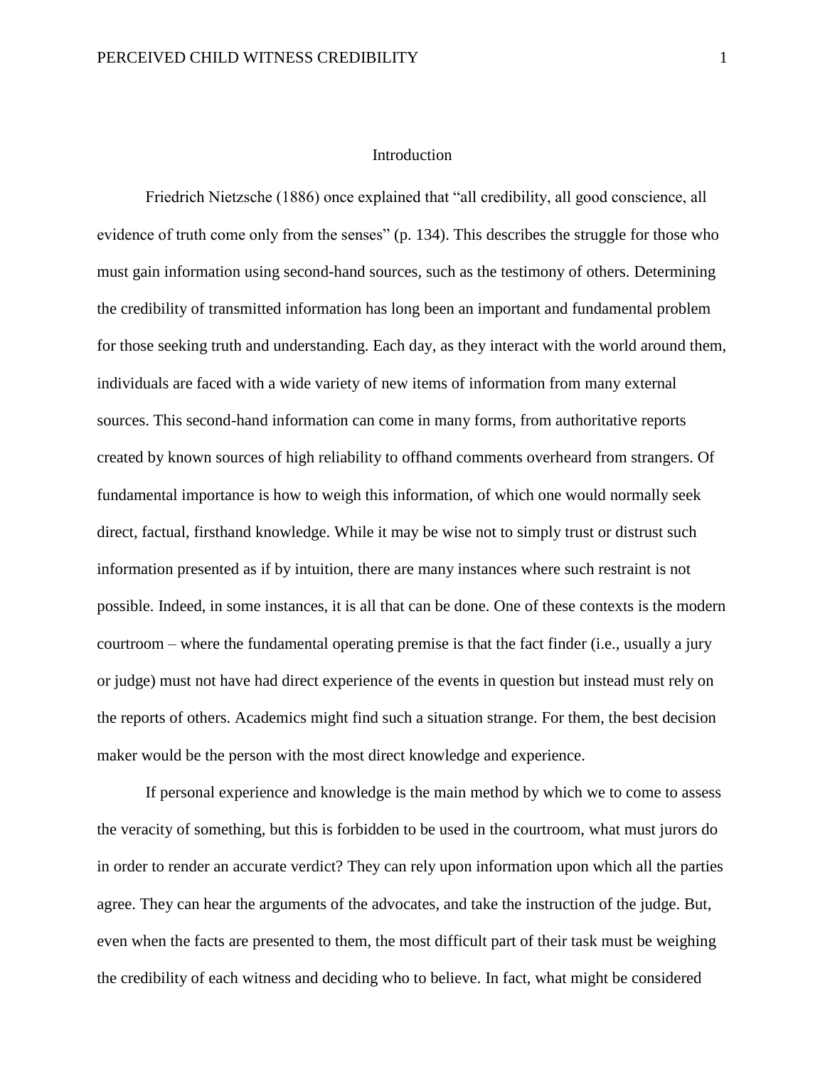# Introduction

Friedrich Nietzsche (1886) once explained that "all credibility, all good conscience, all evidence of truth come only from the senses" (p. 134). This describes the struggle for those who must gain information using second-hand sources, such as the testimony of others. Determining the credibility of transmitted information has long been an important and fundamental problem for those seeking truth and understanding. Each day, as they interact with the world around them, individuals are faced with a wide variety of new items of information from many external sources. This second-hand information can come in many forms, from authoritative reports created by known sources of high reliability to offhand comments overheard from strangers. Of fundamental importance is how to weigh this information, of which one would normally seek direct, factual, firsthand knowledge. While it may be wise not to simply trust or distrust such information presented as if by intuition, there are many instances where such restraint is not possible. Indeed, in some instances, it is all that can be done. One of these contexts is the modern courtroom – where the fundamental operating premise is that the fact finder (i.e., usually a jury or judge) must not have had direct experience of the events in question but instead must rely on the reports of others. Academics might find such a situation strange. For them, the best decision maker would be the person with the most direct knowledge and experience.

If personal experience and knowledge is the main method by which we to come to assess the veracity of something, but this is forbidden to be used in the courtroom, what must jurors do in order to render an accurate verdict? They can rely upon information upon which all the parties agree. They can hear the arguments of the advocates, and take the instruction of the judge. But, even when the facts are presented to them, the most difficult part of their task must be weighing the credibility of each witness and deciding who to believe. In fact, what might be considered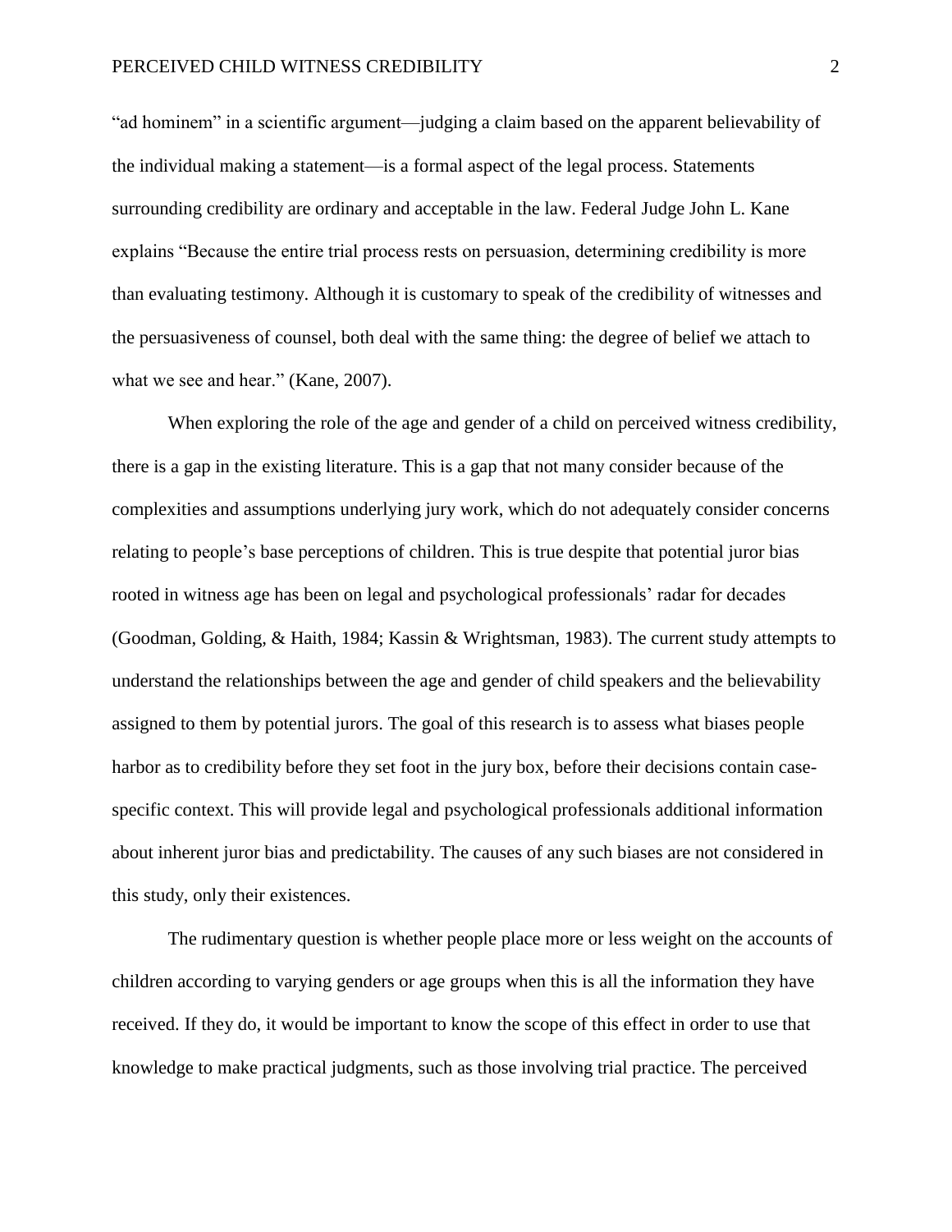"ad hominem" in a scientific argument—judging a claim based on the apparent believability of the individual making a statement—is a formal aspect of the legal process. Statements surrounding credibility are ordinary and acceptable in the law. Federal Judge John L. Kane explains "Because the entire trial process rests on persuasion, determining credibility is more than evaluating testimony. Although it is customary to speak of the credibility of witnesses and the persuasiveness of counsel, both deal with the same thing: the degree of belief we attach to what we see and hear." (Kane, 2007).

When exploring the role of the age and gender of a child on perceived witness credibility, there is a gap in the existing literature. This is a gap that not many consider because of the complexities and assumptions underlying jury work, which do not adequately consider concerns relating to people's base perceptions of children. This is true despite that potential juror bias rooted in witness age has been on legal and psychological professionals' radar for decades (Goodman, Golding, & Haith, 1984; Kassin & Wrightsman, 1983). The current study attempts to understand the relationships between the age and gender of child speakers and the believability assigned to them by potential jurors. The goal of this research is to assess what biases people harbor as to credibility before they set foot in the jury box, before their decisions contain case-specific context. This will provide legal and psychological professionals additional information about inherent juror bias and predictability. The causes of any such biases are not considered in this study, only their existences.

The rudimentary question is whether people place more or less weight on the accounts of children according to varying genders or age groups when this is all the information they have received. If they do, it would be important to know the scope of this effect in order to use that knowledge to make practical judgments, such as those involving trial practice. The perceived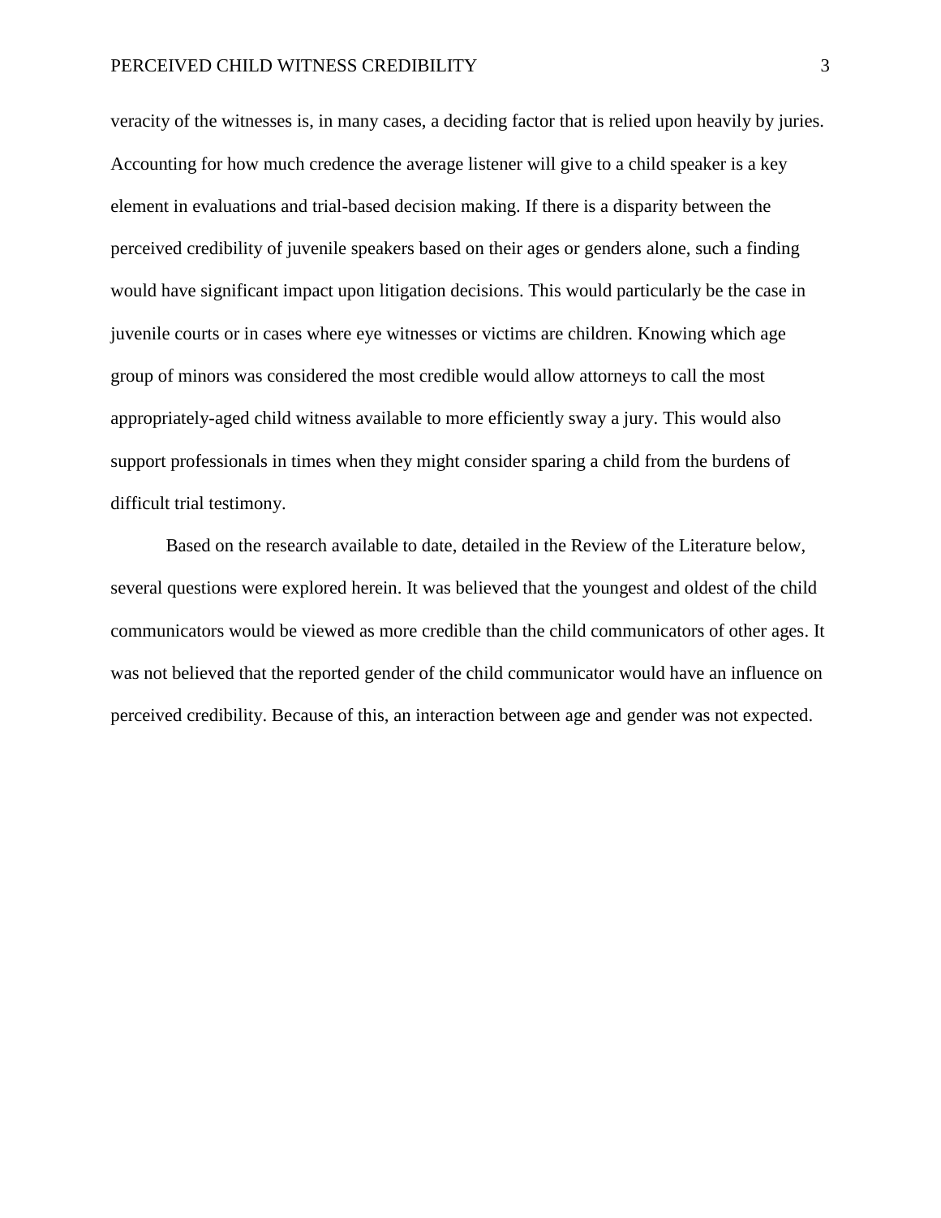veracity of the witnesses is, in many cases, a deciding factor that is relied upon heavily by juries. Accounting for how much credence the average listener will give to a child speaker is a key element in evaluations and trial-based decision making. If there is a disparity between the perceived credibility of juvenile speakers based on their ages or genders alone, such a finding would have significant impact upon litigation decisions. This would particularly be the case in juvenile courts or in cases where eye witnesses or victims are children. Knowing which age group of minors was considered the most credible would allow attorneys to call the most appropriately-aged child witness available to more efficiently sway a jury. This would also support professionals in times when they might consider sparing a child from the burdens of difficult trial testimony.

Based on the research available to date, detailed in the Review of the Literature below, several questions were explored herein. It was believed that the youngest and oldest of the child communicators would be viewed as more credible than the child communicators of other ages. It was not believed that the reported gender of the child communicator would have an influence on perceived credibility. Because of this, an interaction between age and gender was not expected.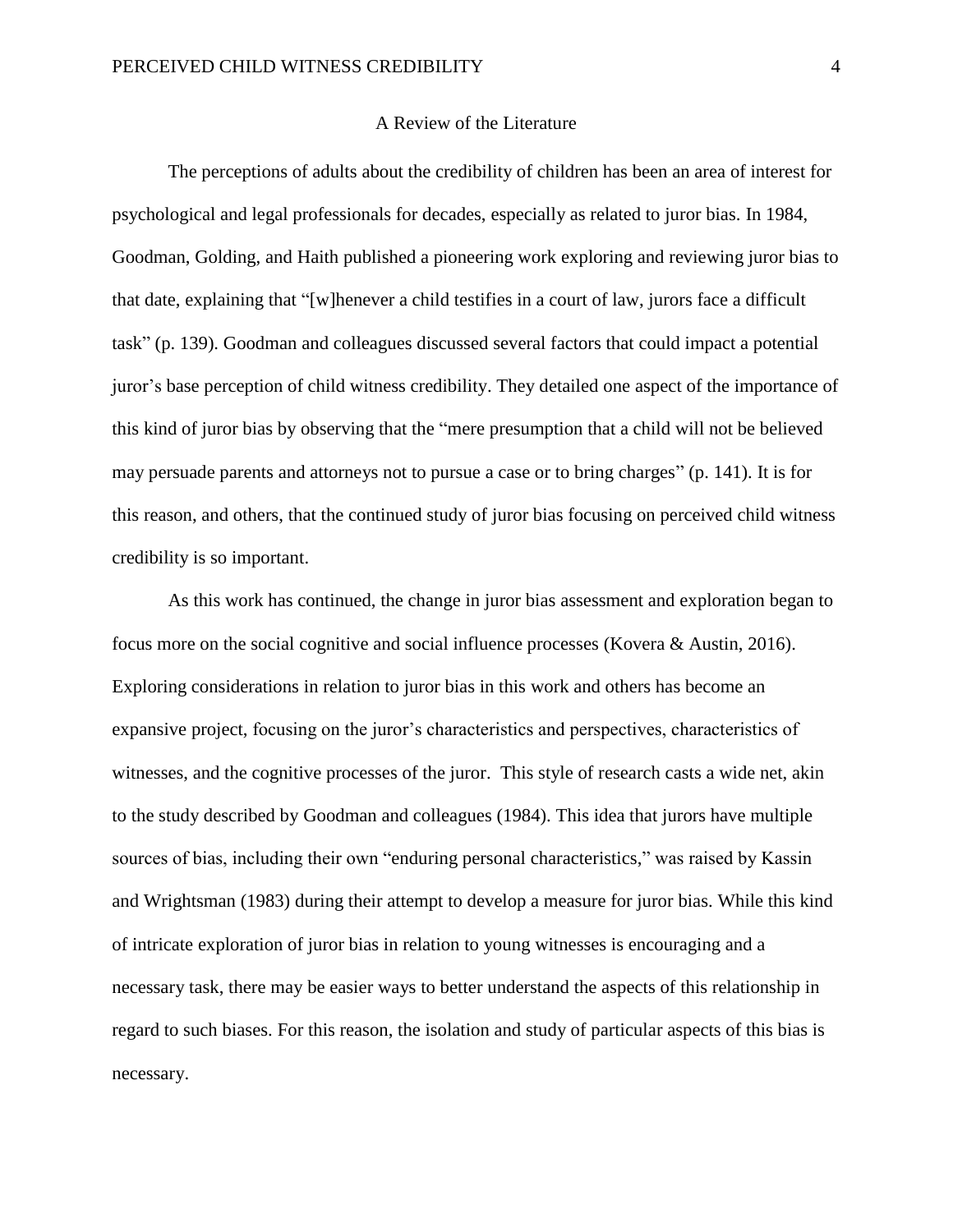## A Review of the Literature

The perceptions of adults about the credibility of children has been an area of interest for psychological and legal professionals for decades, especially as related to juror bias. In 1984, Goodman, Golding, and Haith published a pioneering work exploring and reviewing juror bias to that date, explaining that "[w]henever a child testifies in a court of law, jurors face a difficult task" (p. 139). Goodman and colleagues discussed several factors that could impact a potential juror's base perception of child witness credibility. They detailed one aspect of the importance of this kind of juror bias by observing that the "mere presumption that a child will not be believed may persuade parents and attorneys not to pursue a case or to bring charges" (p. 141). It is for this reason, and others, that the continued study of juror bias focusing on perceived child witness credibility is so important.

As this work has continued, the change in juror bias assessment and exploration began to focus more on the social cognitive and social influence processes (Kovera & Austin, 2016). Exploring considerations in relation to juror bias in this work and others has become an expansive project, focusing on the juror's characteristics and perspectives, characteristics of witnesses, and the cognitive processes of the juror. This style of research casts a wide net, akin to the study described by Goodman and colleagues (1984). This idea that jurors have multiple sources of bias, including their own "enduring personal characteristics," was raised by Kassin and Wrightsman (1983) during their attempt to develop a measure for juror bias. While this kind of intricate exploration of juror bias in relation to young witnesses is encouraging and a necessary task, there may be easier ways to better understand the aspects of this relationship in regard to such biases. For this reason, the isolation and study of particular aspects of this bias is necessary.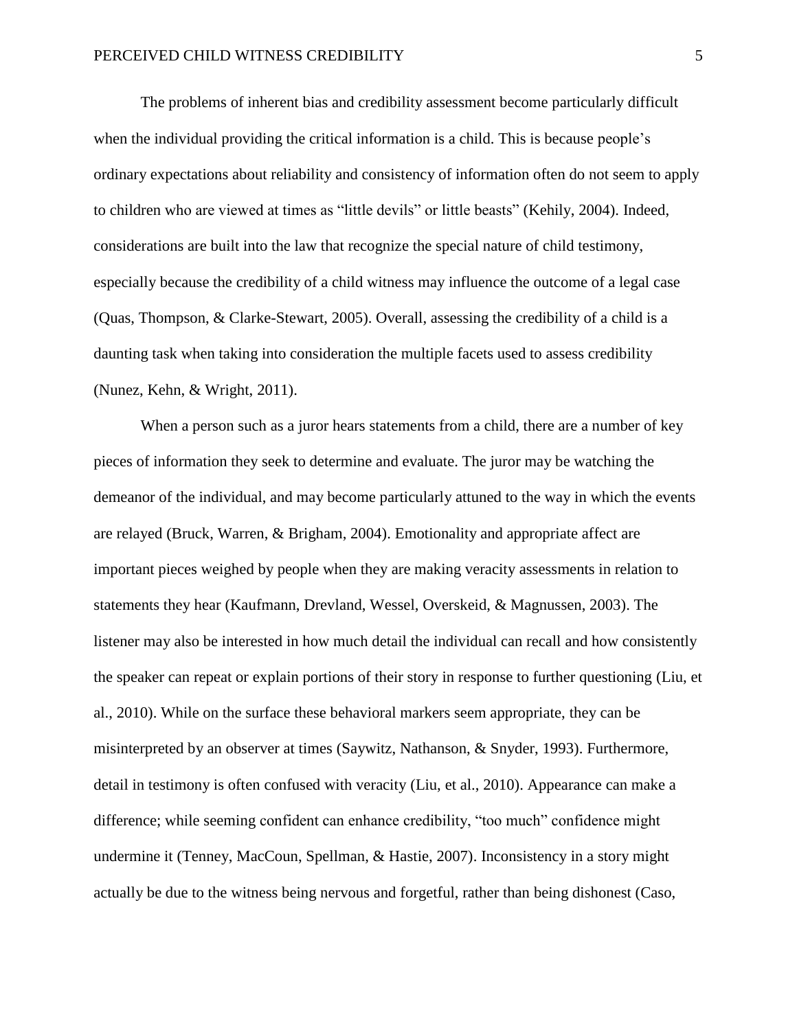The problems of inherent bias and credibility assessment become particularly difficult when the individual providing the critical information is a child. This is because people's ordinary expectations about reliability and consistency of information often do not seem to apply to children who are viewed at times as "little devils" or little beasts" (Kehily, 2004). Indeed, considerations are built into the law that recognize the special nature of child testimony, especially because the credibility of a child witness may influence the outcome of a legal case (Quas, Thompson, & Clarke-Stewart, 2005). Overall, assessing the credibility of a child is a daunting task when taking into consideration the multiple facets used to assess credibility (Nunez, Kehn, & Wright, 2011).

When a person such as a juror hears statements from a child, there are a number of key pieces of information they seek to determine and evaluate. The juror may be watching the demeanor of the individual, and may become particularly attuned to the way in which the events are relayed (Bruck, Warren, & Brigham, 2004). Emotionality and appropriate affect are important pieces weighed by people when they are making veracity assessments in relation to statements they hear (Kaufmann, Drevland, Wessel, Overskeid, & Magnussen, 2003). The listener may also be interested in how much detail the individual can recall and how consistently the speaker can repeat or explain portions of their story in response to further questioning (Liu, et al., 2010). While on the surface these behavioral markers seem appropriate, they can be misinterpreted by an observer at times (Saywitz, Nathanson, & Snyder, 1993). Furthermore, detail in testimony is often confused with veracity (Liu, et al., 2010). Appearance can make a difference; while seeming confident can enhance credibility, "too much" confidence might undermine it (Tenney, MacCoun, Spellman, & Hastie, 2007). Inconsistency in a story might actually be due to the witness being nervous and forgetful, rather than being dishonest (Caso,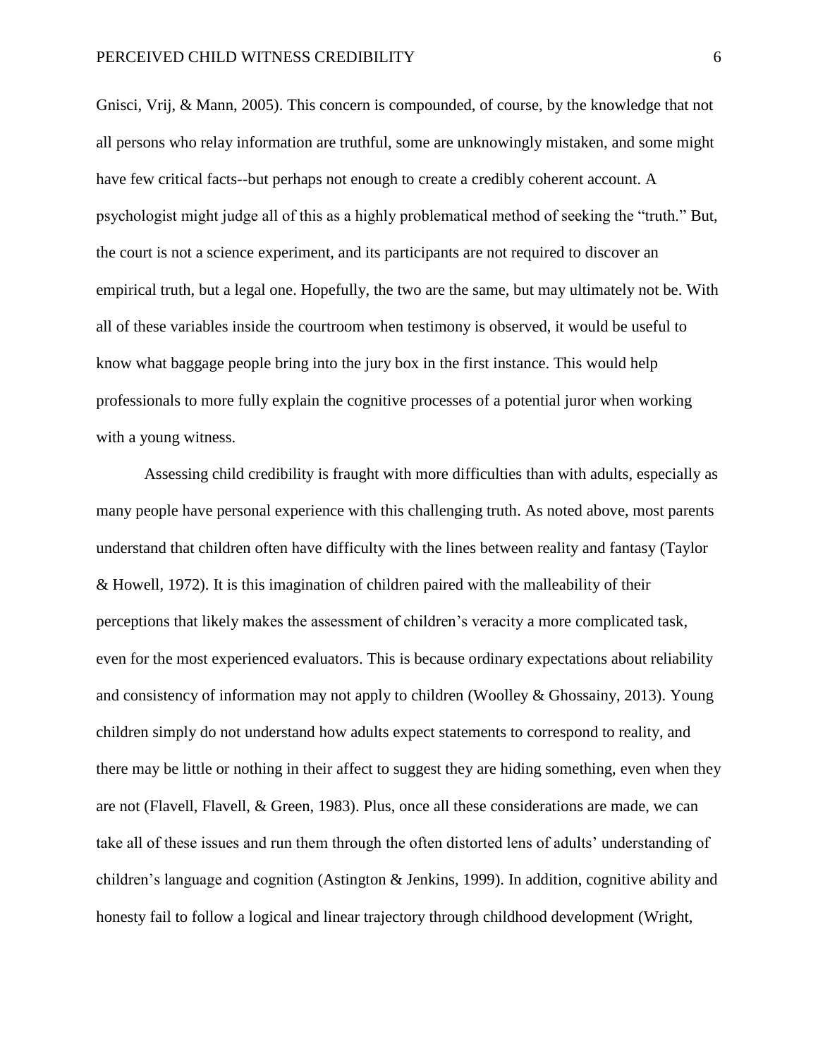Gnisci, Vrij, & Mann, 2005). This concern is compounded, of course, by the knowledge that not all persons who relay information are truthful, some are unknowingly mistaken, and some might have few critical facts--but perhaps not enough to create a credibly coherent account. A psychologist might judge all of this as a highly problematical method of seeking the "truth." But, the court is not a science experiment, and its participants are not required to discover an empirical truth, but a legal one. Hopefully, the two are the same, but may ultimately not be. With all of these variables inside the courtroom when testimony is observed, it would be useful to know what baggage people bring into the jury box in the first instance. This would help professionals to more fully explain the cognitive processes of a potential juror when working with a young witness.

Assessing child credibility is fraught with more difficulties than with adults, especially as many people have personal experience with this challenging truth. As noted above, most parents understand that children often have difficulty with the lines between reality and fantasy (Taylor & Howell, 1972). It is this imagination of children paired with the malleability of their perceptions that likely makes the assessment of children's veracity a more complicated task, even for the most experienced evaluators. This is because ordinary expectations about reliability and consistency of information may not apply to children (Woolley & Ghossainy, 2013). Young children simply do not understand how adults expect statements to correspond to reality, and there may be little or nothing in their affect to suggest they are hiding something, even when they are not (Flavell, Flavell, & Green, 1983). Plus, once all these considerations are made, we can take all of these issues and run them through the often distorted lens of adults' understanding of children's language and cognition (Astington & Jenkins, 1999). In addition, cognitive ability and honesty fail to follow a logical and linear trajectory through childhood development (Wright,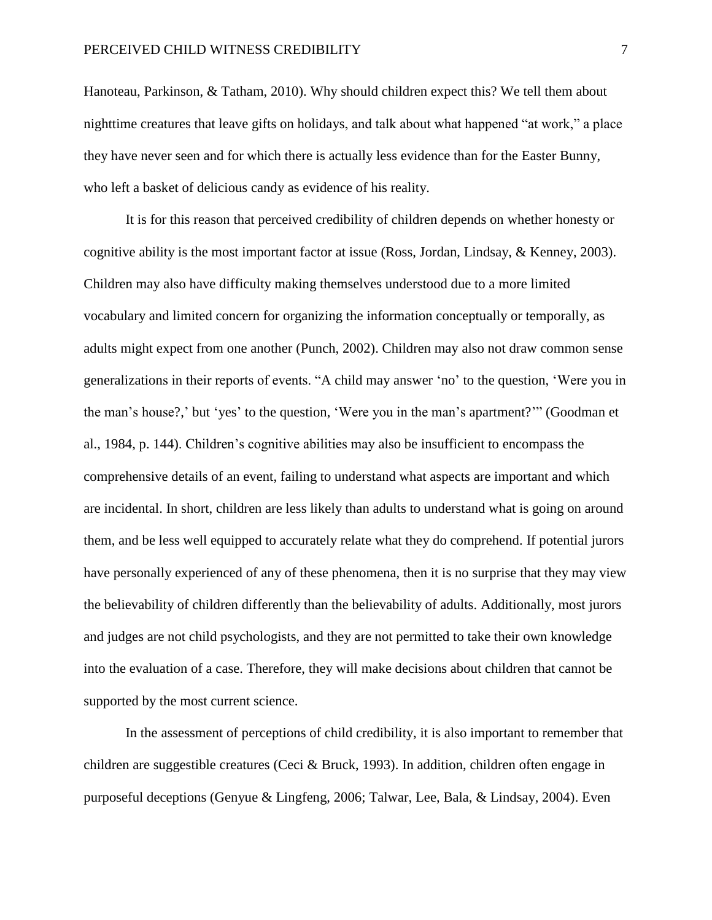Hanoteau, Parkinson, & Tatham, 2010). Why should children expect this? We tell them about nighttime creatures that leave gifts on holidays, and talk about what happened "at work," a place they have never seen and for which there is actually less evidence than for the Easter Bunny, who left a basket of delicious candy as evidence of his reality.

It is for this reason that perceived credibility of children depends on whether honesty or cognitive ability is the most important factor at issue (Ross, Jordan, Lindsay, & Kenney, 2003). Children may also have difficulty making themselves understood due to a more limited vocabulary and limited concern for organizing the information conceptually or temporally, as adults might expect from one another (Punch, 2002). Children may also not draw common sense generalizations in their reports of events. "A child may answer 'no' to the question, 'Were you in the man's house?,' but 'yes' to the question, 'Were you in the man's apartment?'" (Goodman et al., 1984, p. 144). Children's cognitive abilities may also be insufficient to encompass the comprehensive details of an event, failing to understand what aspects are important and which are incidental. In short, children are less likely than adults to understand what is going on around them, and be less well equipped to accurately relate what they do comprehend. If potential jurors have personally experienced of any of these phenomena, then it is no surprise that they may view the believability of children differently than the believability of adults. Additionally, most jurors and judges are not child psychologists, and they are not permitted to take their own knowledge into the evaluation of a case. Therefore, they will make decisions about children that cannot be supported by the most current science.

In the assessment of perceptions of child credibility, it is also important to remember that children are suggestible creatures (Ceci & Bruck, 1993). In addition, children often engage in purposeful deceptions (Genyue & Lingfeng, 2006; Talwar, Lee, Bala, & Lindsay, 2004). Even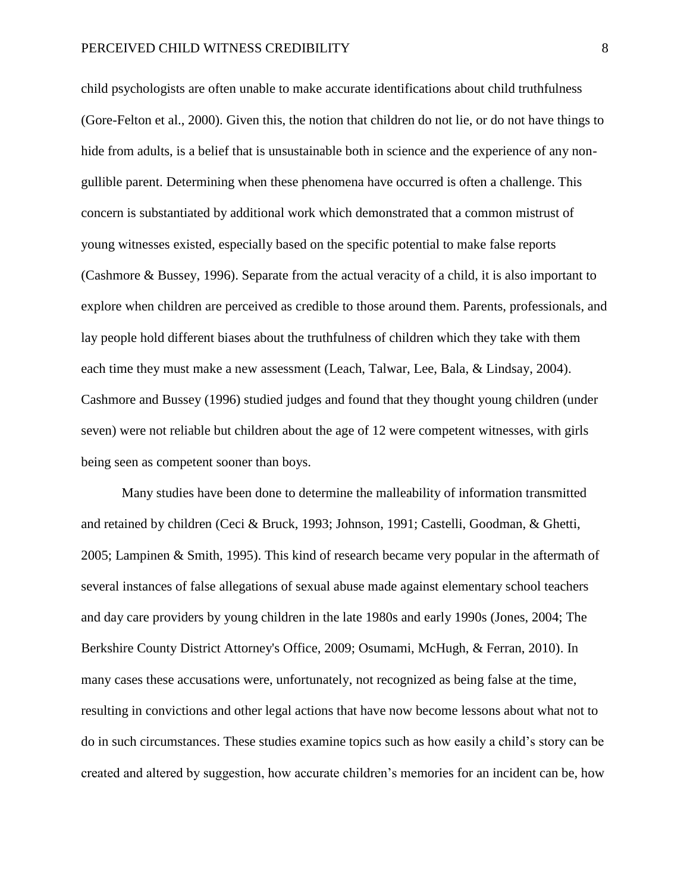child psychologists are often unable to make accurate identifications about child truthfulness (Gore-Felton et al., 2000). Given this, the notion that children do not lie, or do not have things to hide from adults, is a belief that is unsustainable both in science and the experience of any non-gullible parent. Determining when these phenomena have occurred is often a challenge. This concern is substantiated by additional work which demonstrated that a common mistrust of young witnesses existed, especially based on the specific potential to make false reports (Cashmore & Bussey, 1996). Separate from the actual veracity of a child, it is also important to explore when children are perceived as credible to those around them. Parents, professionals, and lay people hold different biases about the truthfulness of children which they take with them each time they must make a new assessment (Leach, Talwar, Lee, Bala, & Lindsay, 2004). Cashmore and Bussey (1996) studied judges and found that they thought young children (under seven) were not reliable but children about the age of 12 were competent witnesses, with girls being seen as competent sooner than boys.

Many studies have been done to determine the malleability of information transmitted and retained by children (Ceci & Bruck, 1993; Johnson, 1991; Castelli, Goodman, & Ghetti, 2005; Lampinen & Smith, 1995). This kind of research became very popular in the aftermath of several instances of false allegations of sexual abuse made against elementary school teachers and day care providers by young children in the late 1980s and early 1990s (Jones, 2004; The Berkshire County District Attorney's Office, 2009; Osumami, McHugh, & Ferran, 2010). In many cases these accusations were, unfortunately, not recognized as being false at the time, resulting in convictions and other legal actions that have now become lessons about what not to do in such circumstances. These studies examine topics such as how easily a child's story can be created and altered by suggestion, how accurate children's memories for an incident can be, how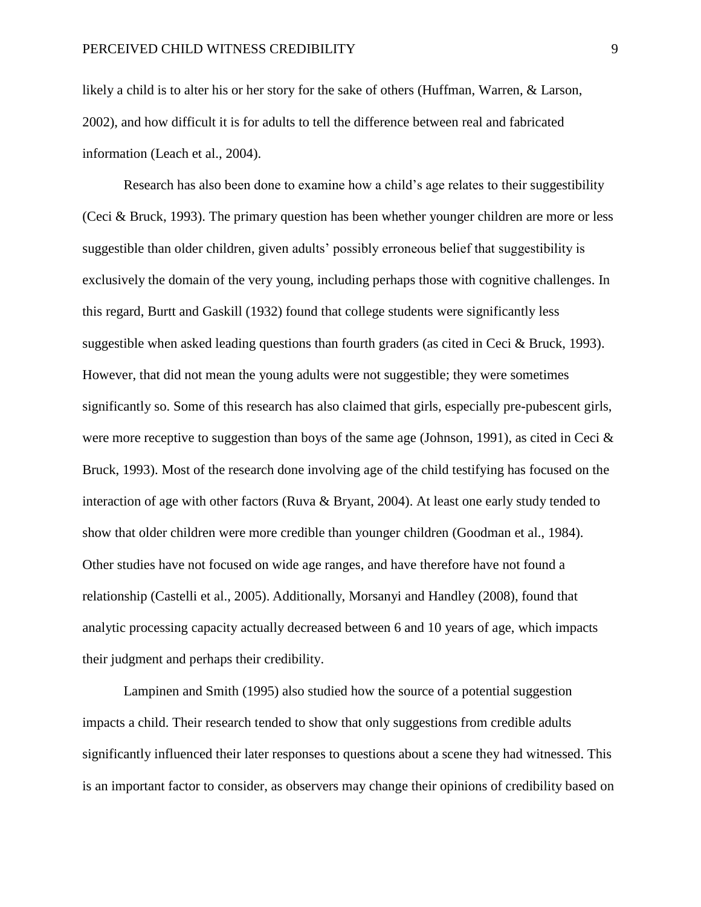likely a child is to alter his or her story for the sake of others (Huffman, Warren, & Larson, 2002), and how difficult it is for adults to tell the difference between real and fabricated information (Leach et al., 2004).

Research has also been done to examine how a child's age relates to their suggestibility (Ceci & Bruck, 1993). The primary question has been whether younger children are more or less suggestible than older children, given adults' possibly erroneous belief that suggestibility is exclusively the domain of the very young, including perhaps those with cognitive challenges. In this regard, Burtt and Gaskill (1932) found that college students were significantly less suggestible when asked leading questions than fourth graders (as cited in Ceci & Bruck, 1993). However, that did not mean the young adults were not suggestible; they were sometimes significantly so. Some of this research has also claimed that girls, especially pre-pubescent girls, were more receptive to suggestion than boys of the same age (Johnson, 1991), as cited in Ceci & Bruck, 1993). Most of the research done involving age of the child testifying has focused on the interaction of age with other factors (Ruva & Bryant, 2004). At least one early study tended to show that older children were more credible than younger children (Goodman et al., 1984). Other studies have not focused on wide age ranges, and have therefore have not found a relationship (Castelli et al., 2005). Additionally, Morsanyi and Handley (2008), found that analytic processing capacity actually decreased between 6 and 10 years of age, which impacts their judgment and perhaps their credibility.

Lampinen and Smith (1995) also studied how the source of a potential suggestion impacts a child. Their research tended to show that only suggestions from credible adults significantly influenced their later responses to questions about a scene they had witnessed. This is an important factor to consider, as observers may change their opinions of credibility based on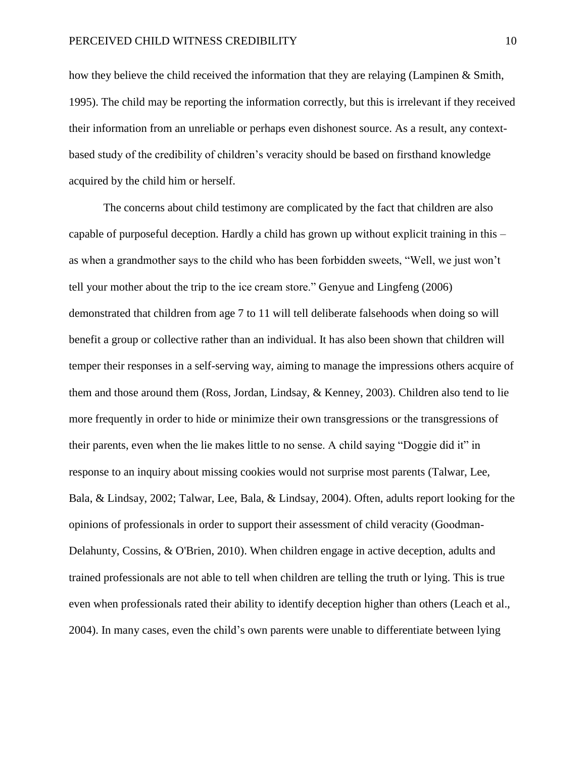how they believe the child received the information that they are relaying (Lampinen & Smith, 1995). The child may be reporting the information correctly, but this is irrelevant if they received their information from an unreliable or perhaps even dishonest source. As a result, any context-based study of the credibility of children's veracity should be based on firsthand knowledge acquired by the child him or herself.

The concerns about child testimony are complicated by the fact that children are also capable of purposeful deception. Hardly a child has grown up without explicit training in this – as when a grandmother says to the child who has been forbidden sweets, "Well, we just won't tell your mother about the trip to the ice cream store." Genyue and Lingfeng (2006) demonstrated that children from age 7 to 11 will tell deliberate falsehoods when doing so will benefit a group or collective rather than an individual. It has also been shown that children will temper their responses in a self-serving way, aiming to manage the impressions others acquire of them and those around them (Ross, Jordan, Lindsay, & Kenney, 2003). Children also tend to lie more frequently in order to hide or minimize their own transgressions or the transgressions of their parents, even when the lie makes little to no sense. A child saying "Doggie did it" in response to an inquiry about missing cookies would not surprise most parents (Talwar, Lee, Bala, & Lindsay, 2002; Talwar, Lee, Bala, & Lindsay, 2004). Often, adults report looking for the opinions of professionals in order to support their assessment of child veracity (Goodman-Delahunty, Cossins, & O'Brien, 2010). When children engage in active deception, adults and trained professionals are not able to tell when children are telling the truth or lying. This is true even when professionals rated their ability to identify deception higher than others (Leach et al., 2004). In many cases, even the child's own parents were unable to differentiate between lying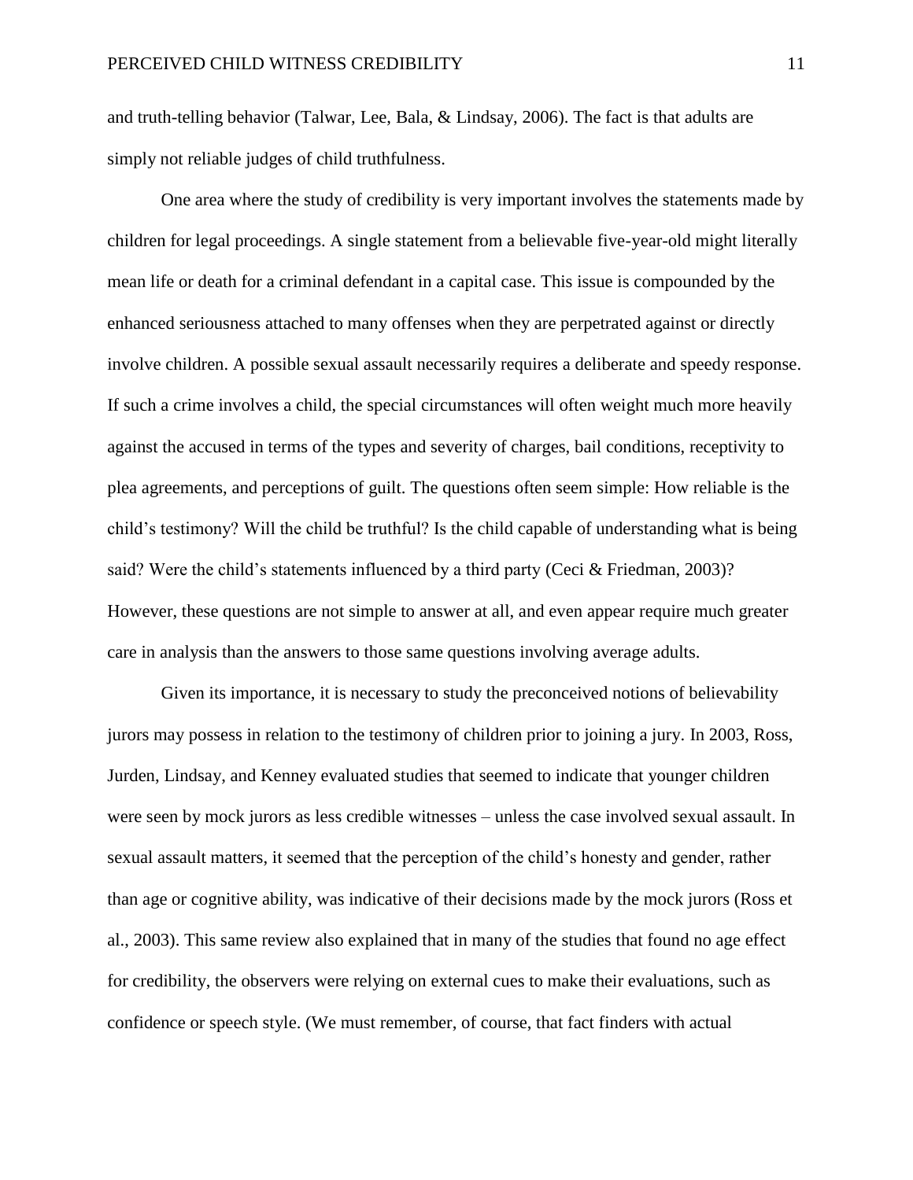and truth-telling behavior (Talwar, Lee, Bala, & Lindsay, 2006). The fact is that adults are simply not reliable judges of child truthfulness.

One area where the study of credibility is very important involves the statements made by children for legal proceedings. A single statement from a believable five-year-old might literally mean life or death for a criminal defendant in a capital case. This issue is compounded by the enhanced seriousness attached to many offenses when they are perpetrated against or directly involve children. A possible sexual assault necessarily requires a deliberate and speedy response. If such a crime involves a child, the special circumstances will often weight much more heavily against the accused in terms of the types and severity of charges, bail conditions, receptivity to plea agreements, and perceptions of guilt. The questions often seem simple: How reliable is the child's testimony? Will the child be truthful? Is the child capable of understanding what is being said? Were the child's statements influenced by a third party (Ceci & Friedman, 2003)? However, these questions are not simple to answer at all, and even appear require much greater care in analysis than the answers to those same questions involving average adults.

Given its importance, it is necessary to study the preconceived notions of believability jurors may possess in relation to the testimony of children prior to joining a jury. In 2003, Ross, Jurden, Lindsay, and Kenney evaluated studies that seemed to indicate that younger children were seen by mock jurors as less credible witnesses – unless the case involved sexual assault. In sexual assault matters, it seemed that the perception of the child's honesty and gender, rather than age or cognitive ability, was indicative of their decisions made by the mock jurors (Ross et al., 2003). This same review also explained that in many of the studies that found no age effect for credibility, the observers were relying on external cues to make their evaluations, such as confidence or speech style. (We must remember, of course, that fact finders with actual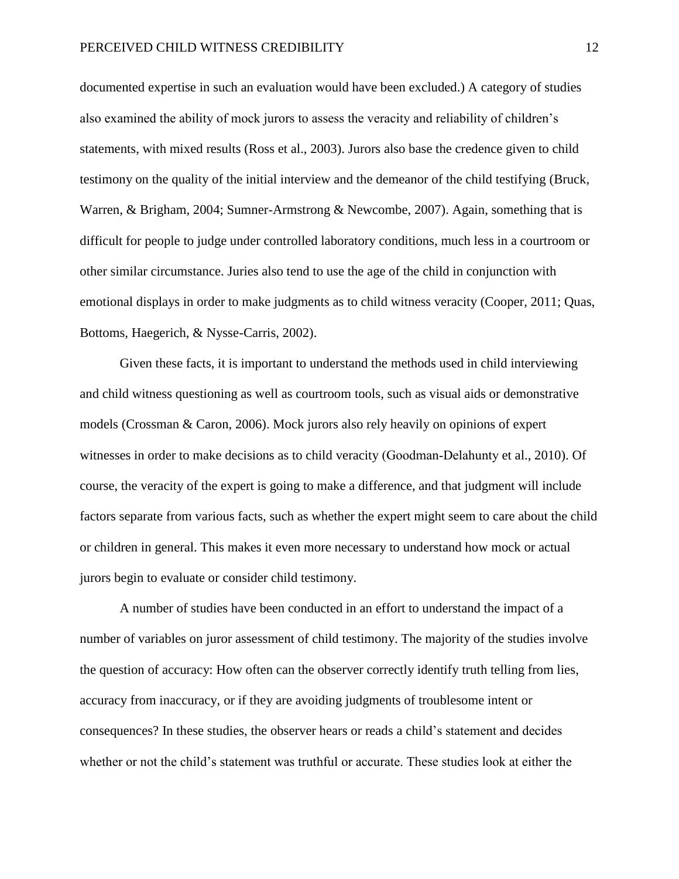documented expertise in such an evaluation would have been excluded.) A category of studies also examined the ability of mock jurors to assess the veracity and reliability of children's statements, with mixed results (Ross et al., 2003). Jurors also base the credence given to child testimony on the quality of the initial interview and the demeanor of the child testifying (Bruck, Warren, & Brigham, 2004; Sumner-Armstrong & Newcombe, 2007). Again, something that is difficult for people to judge under controlled laboratory conditions, much less in a courtroom or other similar circumstance. Juries also tend to use the age of the child in conjunction with emotional displays in order to make judgments as to child witness veracity (Cooper, 2011; Quas, Bottoms, Haegerich, & Nysse-Carris, 2002).

Given these facts, it is important to understand the methods used in child interviewing and child witness questioning as well as courtroom tools, such as visual aids or demonstrative models (Crossman & Caron, 2006). Mock jurors also rely heavily on opinions of expert witnesses in order to make decisions as to child veracity (Goodman-Delahunty et al., 2010). Of course, the veracity of the expert is going to make a difference, and that judgment will include factors separate from various facts, such as whether the expert might seem to care about the child or children in general. This makes it even more necessary to understand how mock or actual jurors begin to evaluate or consider child testimony.

A number of studies have been conducted in an effort to understand the impact of a number of variables on juror assessment of child testimony. The majority of the studies involve the question of accuracy: How often can the observer correctly identify truth telling from lies, accuracy from inaccuracy, or if they are avoiding judgments of troublesome intent or consequences? In these studies, the observer hears or reads a child's statement and decides whether or not the child's statement was truthful or accurate. These studies look at either the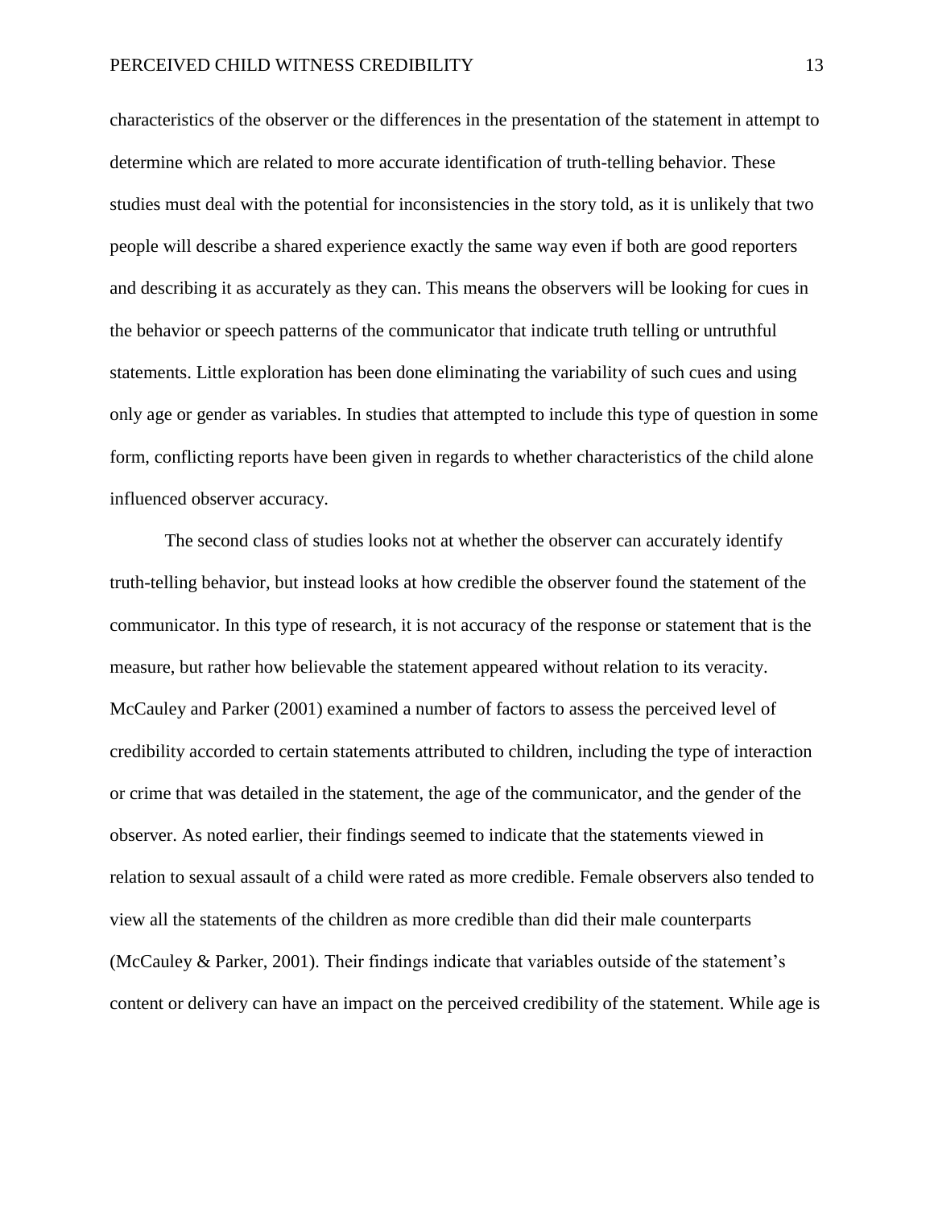characteristics of the observer or the differences in the presentation of the statement in attempt to determine which are related to more accurate identification of truth-telling behavior. These studies must deal with the potential for inconsistencies in the story told, as it is unlikely that two people will describe a shared experience exactly the same way even if both are good reporters and describing it as accurately as they can. This means the observers will be looking for cues in the behavior or speech patterns of the communicator that indicate truth telling or untruthful statements. Little exploration has been done eliminating the variability of such cues and using only age or gender as variables. In studies that attempted to include this type of question in some form, conflicting reports have been given in regards to whether characteristics of the child alone influenced observer accuracy.

The second class of studies looks not at whether the observer can accurately identify truth-telling behavior, but instead looks at how credible the observer found the statement of the communicator. In this type of research, it is not accuracy of the response or statement that is the measure, but rather how believable the statement appeared without relation to its veracity. McCauley and Parker (2001) examined a number of factors to assess the perceived level of credibility accorded to certain statements attributed to children, including the type of interaction or crime that was detailed in the statement, the age of the communicator, and the gender of the observer. As noted earlier, their findings seemed to indicate that the statements viewed in relation to sexual assault of a child were rated as more credible. Female observers also tended to view all the statements of the children as more credible than did their male counterparts (McCauley & Parker, 2001). Their findings indicate that variables outside of the statement's content or delivery can have an impact on the perceived credibility of the statement. While age is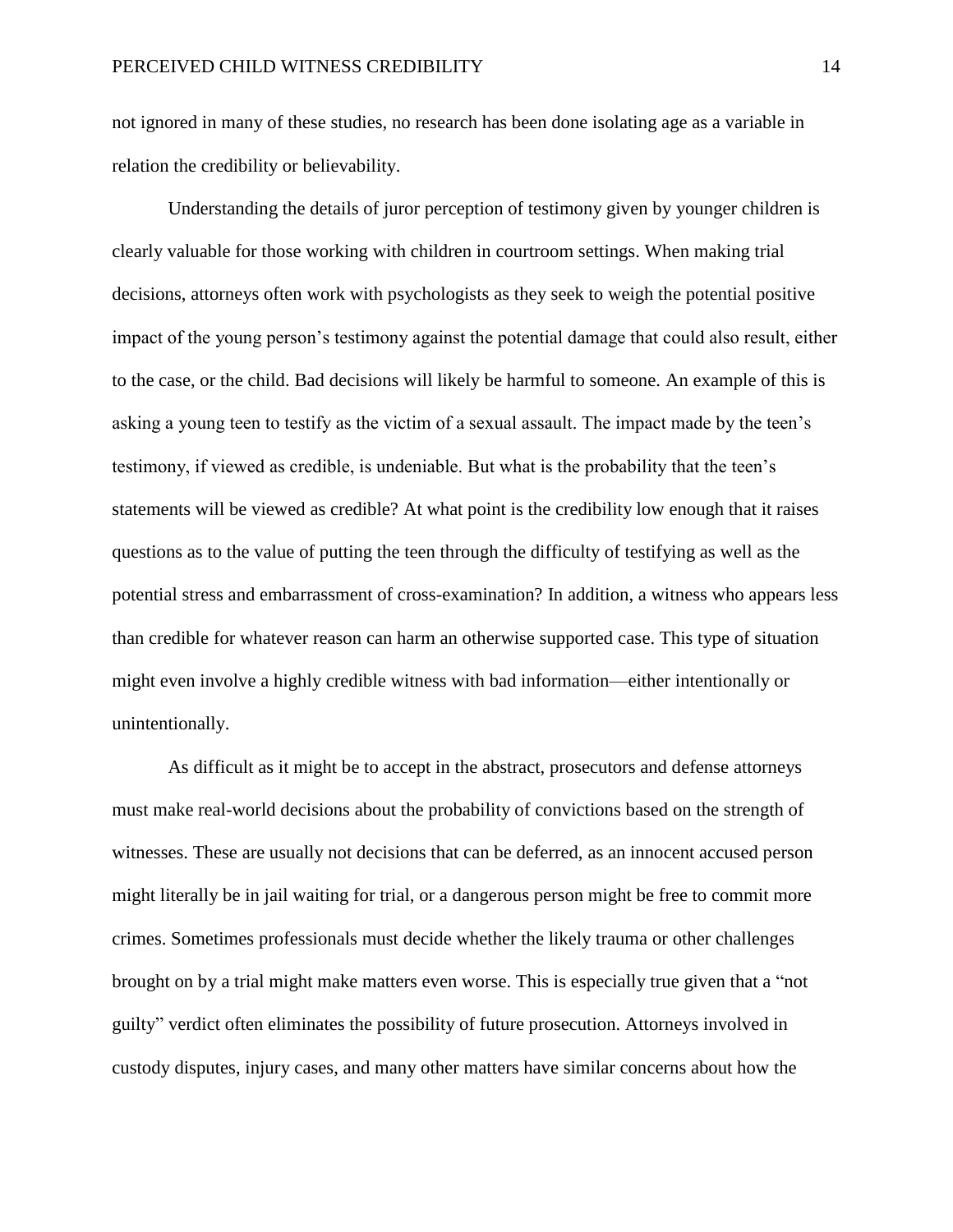not ignored in many of these studies, no research has been done isolating age as a variable in relation the credibility or believability.

Understanding the details of juror perception of testimony given by younger children is clearly valuable for those working with children in courtroom settings. When making trial decisions, attorneys often work with psychologists as they seek to weigh the potential positive impact of the young person's testimony against the potential damage that could also result, either to the case, or the child. Bad decisions will likely be harmful to someone. An example of this is asking a young teen to testify as the victim of a sexual assault. The impact made by the teen's testimony, if viewed as credible, is undeniable. But what is the probability that the teen's statements will be viewed as credible? At what point is the credibility low enough that it raises questions as to the value of putting the teen through the difficulty of testifying as well as the potential stress and embarrassment of cross-examination? In addition, a witness who appears less than credible for whatever reason can harm an otherwise supported case. This type of situation might even involve a highly credible witness with bad information—either intentionally or unintentionally.

As difficult as it might be to accept in the abstract, prosecutors and defense attorneys must make real-world decisions about the probability of convictions based on the strength of witnesses. These are usually not decisions that can be deferred, as an innocent accused person might literally be in jail waiting for trial, or a dangerous person might be free to commit more crimes. Sometimes professionals must decide whether the likely trauma or other challenges brought on by a trial might make matters even worse. This is especially true given that a "not guilty" verdict often eliminates the possibility of future prosecution. Attorneys involved in custody disputes, injury cases, and many other matters have similar concerns about how the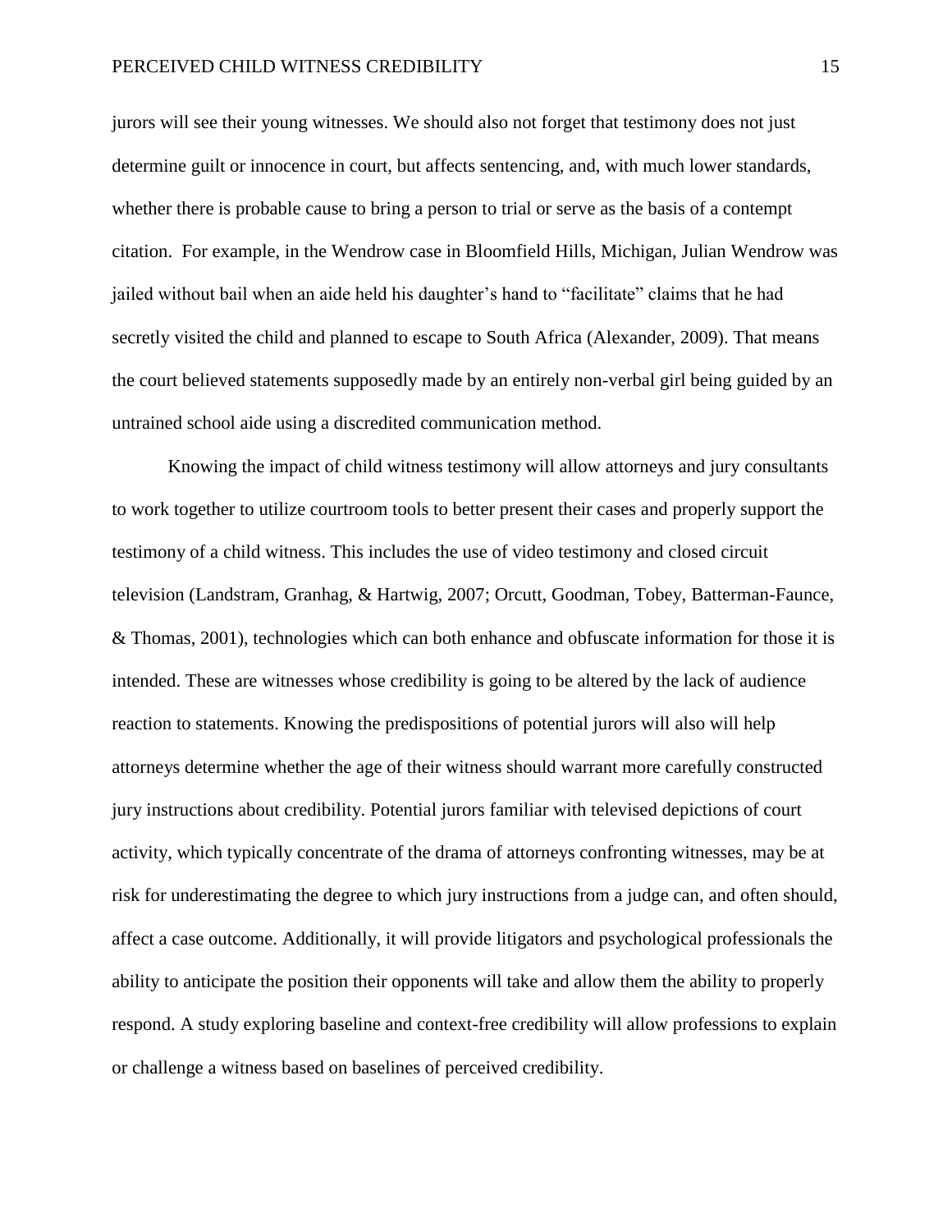jurors will see their young witnesses. We should also not forget that testimony does not just determine guilt or innocence in court, but affects sentencing, and, with much lower standards, whether there is probable cause to bring a person to trial or serve as the basis of a contempt citation. For example, in the Wendrow case in Bloomfield Hills, Michigan, Julian Wendrow was jailed without bail when an aide held his daughter's hand to "facilitate" claims that he had secretly visited the child and planned to escape to South Africa (Alexander, 2009). That means the court believed statements supposedly made by an entirely non-verbal girl being guided by an untrained school aide using a discredited communication method.

Knowing the impact of child witness testimony will allow attorneys and jury consultants to work together to utilize courtroom tools to better present their cases and properly support the testimony of a child witness. This includes the use of video testimony and closed circuit television (Landstram, Granhag, & Hartwig, 2007; Orcutt, Goodman, Tobey, Batterman-Faunce, & Thomas, 2001), technologies which can both enhance and obfuscate information for those it is intended. These are witnesses whose credibility is going to be altered by the lack of audience reaction to statements. Knowing the predispositions of potential jurors will also will help attorneys determine whether the age of their witness should warrant more carefully constructed jury instructions about credibility. Potential jurors familiar with televised depictions of court activity, which typically concentrate of the drama of attorneys confronting witnesses, may be at risk for underestimating the degree to which jury instructions from a judge can, and often should, affect a case outcome. Additionally, it will provide litigators and psychological professionals the ability to anticipate the position their opponents will take and allow them the ability to properly respond. A study exploring baseline and context-free credibility will allow professions to explain or challenge a witness based on baselines of perceived credibility.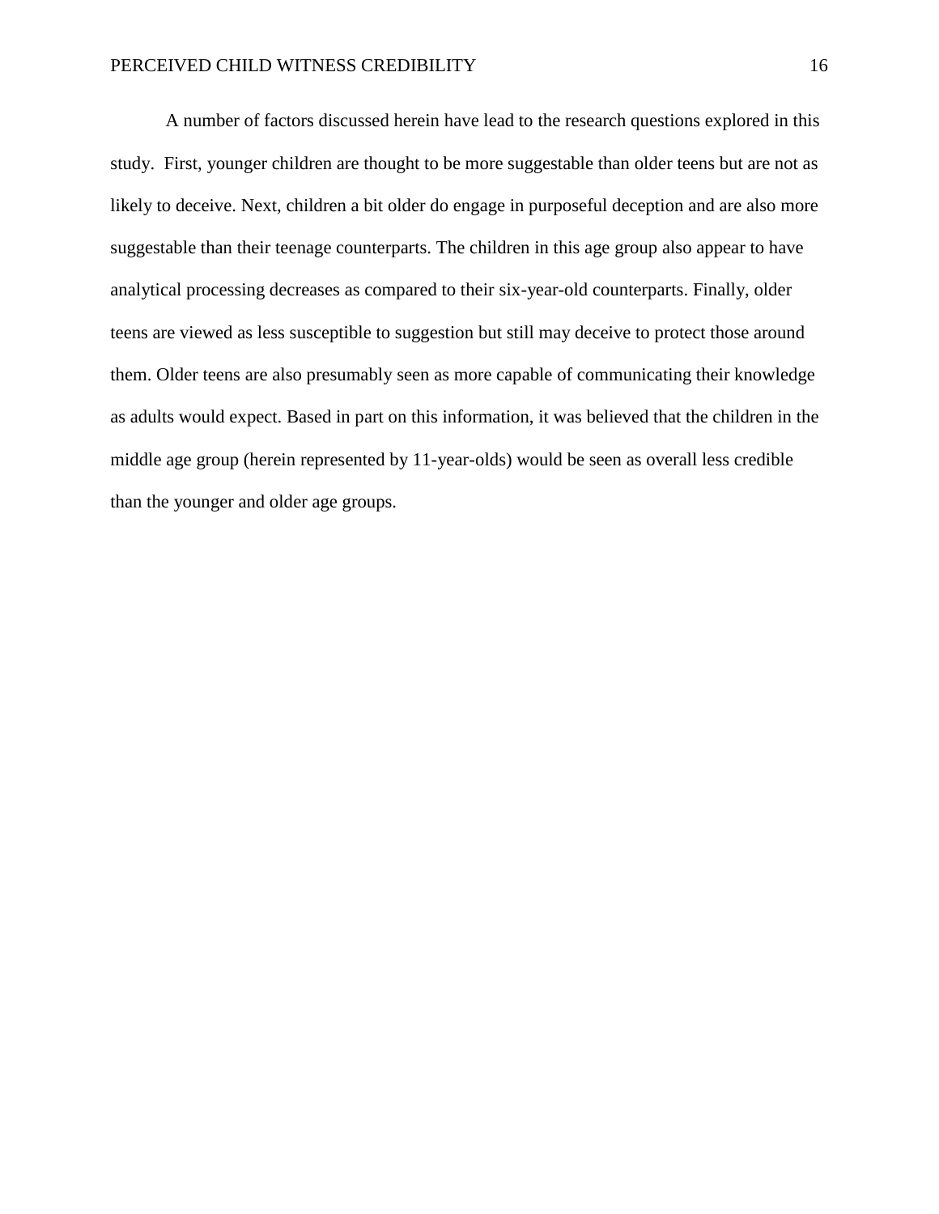A number of factors discussed herein have lead to the research questions explored in this study.  First, younger children are thought to be more suggestable than older teens but are not as likely to deceive. Next, children a bit older do engage in purposeful deception and are also more suggestable than their teenage counterparts. The children in this age group also appear to have analytical processing decreases as compared to their six-year-old counterparts. Finally, older teens are viewed as less susceptible to suggestion but still may deceive to protect those around them. Older teens are also presumably seen as more capable of communicating their knowledge as adults would expect. Based in part on this information, it was believed that the children in the middle age group (herein represented by 11-year-olds) would be seen as overall less credible than the younger and older age groups.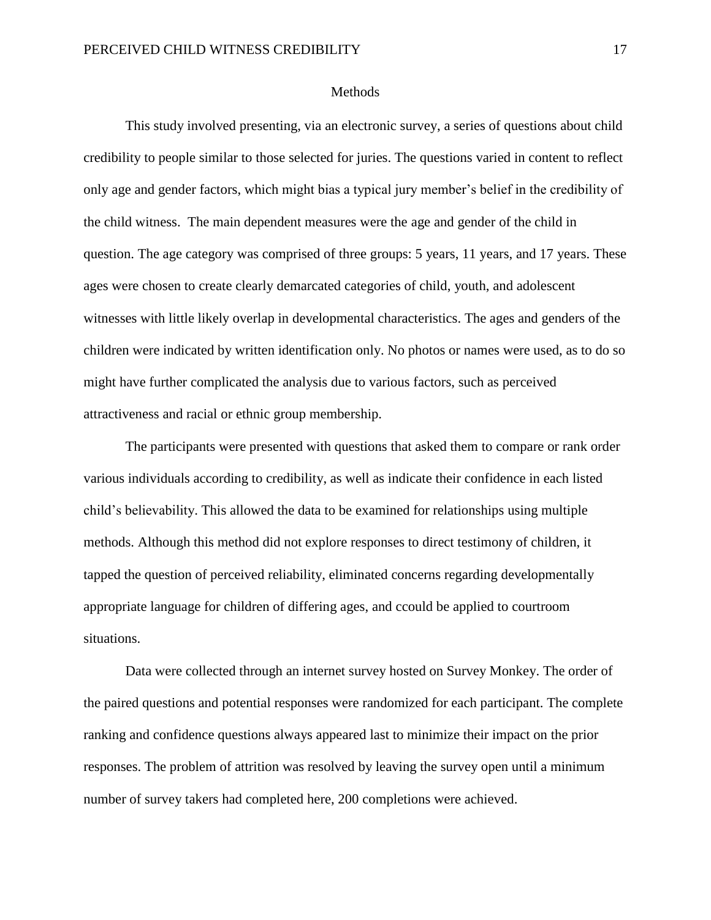# Methods

This study involved presenting, via an electronic survey, a series of questions about child credibility to people similar to those selected for juries. The questions varied in content to reflect only age and gender factors, which might bias a typical jury member's belief in the credibility of the child witness. The main dependent measures were the age and gender of the child in question. The age category was comprised of three groups: 5 years, 11 years, and 17 years. These ages were chosen to create clearly demarcated categories of child, youth, and adolescent witnesses with little likely overlap in developmental characteristics. The ages and genders of the children were indicated by written identification only. No photos or names were used, as to do so might have further complicated the analysis due to various factors, such as perceived attractiveness and racial or ethnic group membership.

The participants were presented with questions that asked them to compare or rank order various individuals according to credibility, as well as indicate their confidence in each listed child's believability. This allowed the data to be examined for relationships using multiple methods. Although this method did not explore responses to direct testimony of children, it tapped the question of perceived reliability, eliminated concerns regarding developmentally appropriate language for children of differing ages, and ccould be applied to courtroom situations.

Data were collected through an internet survey hosted on Survey Monkey. The order of the paired questions and potential responses were randomized for each participant. The complete ranking and confidence questions always appeared last to minimize their impact on the prior responses. The problem of attrition was resolved by leaving the survey open until a minimum number of survey takers had completed here, 200 completions were achieved.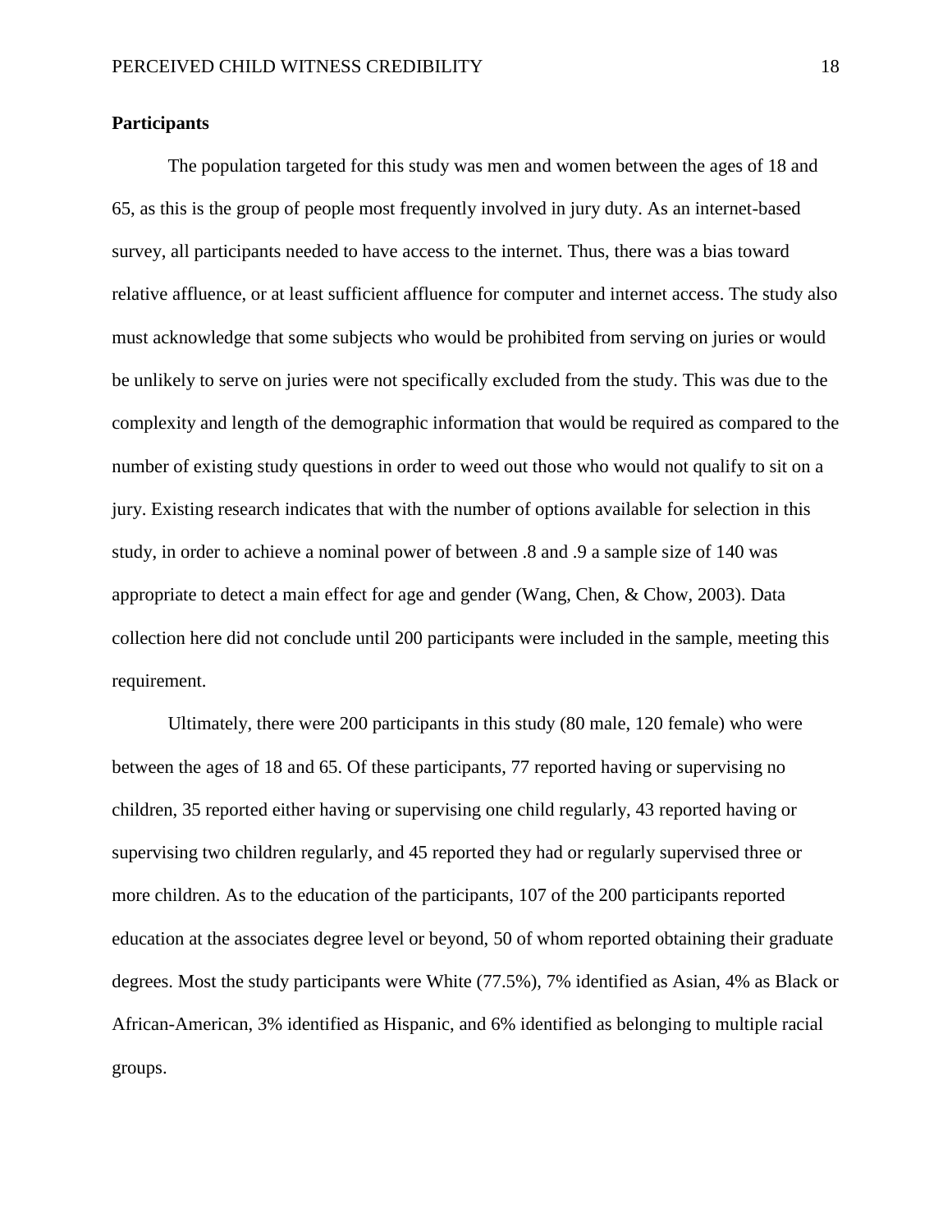**Participants**

The population targeted for this study was men and women between the ages of 18 and 65, as this is the group of people most frequently involved in jury duty. As an internet-based survey, all participants needed to have access to the internet. Thus, there was a bias toward relative affluence, or at least sufficient affluence for computer and internet access. The study also must acknowledge that some subjects who would be prohibited from serving on juries or would be unlikely to serve on juries were not specifically excluded from the study. This was due to the complexity and length of the demographic information that would be required as compared to the number of existing study questions in order to weed out those who would not qualify to sit on a jury. Existing research indicates that with the number of options available for selection in this study, in order to achieve a nominal power of between .8 and .9 a sample size of 140 was appropriate to detect a main effect for age and gender (Wang, Chen, & Chow, 2003). Data collection here did not conclude until 200 participants were included in the sample, meeting this requirement.

Ultimately, there were 200 participants in this study (80 male, 120 female) who were between the ages of 18 and 65. Of these participants, 77 reported having or supervising no children, 35 reported either having or supervising one child regularly, 43 reported having or supervising two children regularly, and 45 reported they had or regularly supervised three or more children. As to the education of the participants, 107 of the 200 participants reported education at the associates degree level or beyond, 50 of whom reported obtaining their graduate degrees. Most the study participants were White (77.5%), 7% identified as Asian, 4% as Black or African-American, 3% identified as Hispanic, and 6% identified as belonging to multiple racial groups.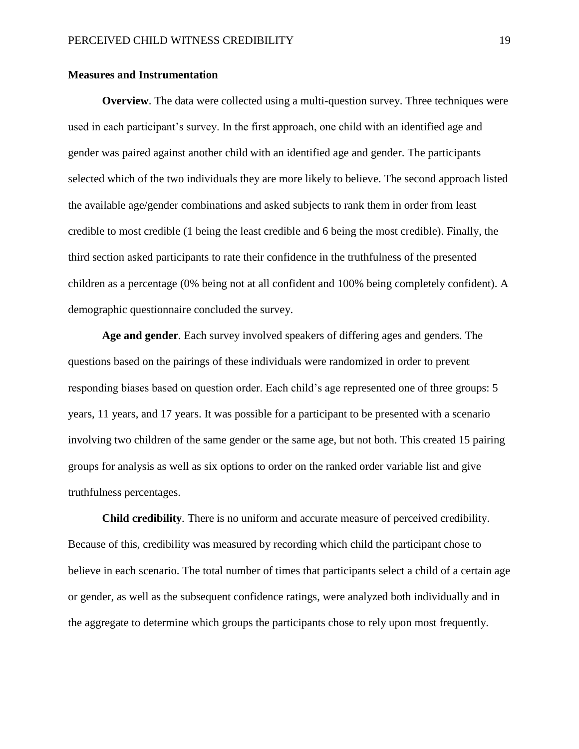## Measures and Instrumentation

**Overview**. The data were collected using a multi-question survey. Three techniques were used in each participant's survey. In the first approach, one child with an identified age and gender was paired against another child with an identified age and gender. The participants selected which of the two individuals they are more likely to believe. The second approach listed the available age/gender combinations and asked subjects to rank them in order from least credible to most credible (1 being the least credible and 6 being the most credible). Finally, the third section asked participants to rate their confidence in the truthfulness of the presented children as a percentage (0% being not at all confident and 100% being completely confident). A demographic questionnaire concluded the survey.

**Age and gender**. Each survey involved speakers of differing ages and genders. The questions based on the pairings of these individuals were randomized in order to prevent responding biases based on question order. Each child's age represented one of three groups: 5 years, 11 years, and 17 years. It was possible for a participant to be presented with a scenario involving two children of the same gender or the same age, but not both. This created 15 pairing groups for analysis as well as six options to order on the ranked order variable list and give truthfulness percentages.

**Child credibility**. There is no uniform and accurate measure of perceived credibility. Because of this, credibility was measured by recording which child the participant chose to believe in each scenario. The total number of times that participants select a child of a certain age or gender, as well as the subsequent confidence ratings, were analyzed both individually and in the aggregate to determine which groups the participants chose to rely upon most frequently.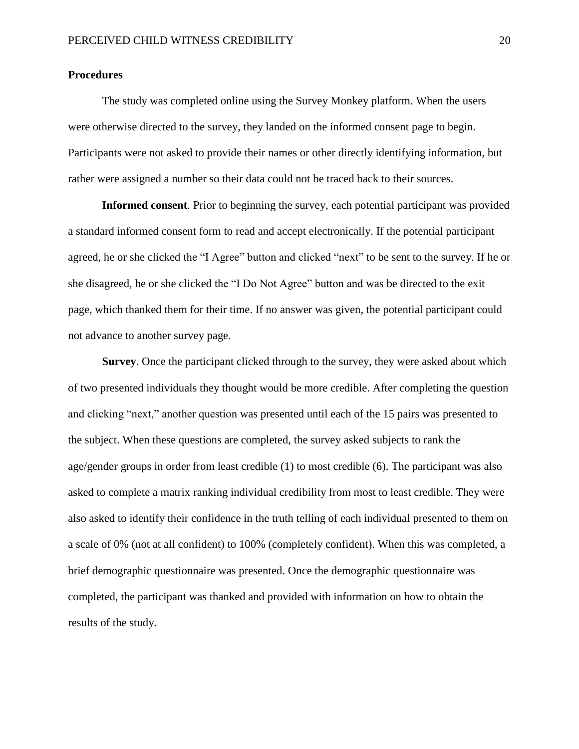## Procedures

The study was completed online using the Survey Monkey platform. When the users were otherwise directed to the survey, they landed on the informed consent page to begin. Participants were not asked to provide their names or other directly identifying information, but rather were assigned a number so their data could not be traced back to their sources.

**Informed consent**. Prior to beginning the survey, each potential participant was provided a standard informed consent form to read and accept electronically. If the potential participant agreed, he or she clicked the "I Agree" button and clicked "next" to be sent to the survey. If he or she disagreed, he or she clicked the "I Do Not Agree" button and was be directed to the exit page, which thanked them for their time. If no answer was given, the potential participant could not advance to another survey page.

**Survey**. Once the participant clicked through to the survey, they were asked about which of two presented individuals they thought would be more credible. After completing the question and clicking "next," another question was presented until each of the 15 pairs was presented to the subject. When these questions are completed, the survey asked subjects to rank the age/gender groups in order from least credible (1) to most credible (6). The participant was also asked to complete a matrix ranking individual credibility from most to least credible. They were also asked to identify their confidence in the truth telling of each individual presented to them on a scale of 0% (not at all confident) to 100% (completely confident). When this was completed, a brief demographic questionnaire was presented. Once the demographic questionnaire was completed, the participant was thanked and provided with information on how to obtain the results of the study.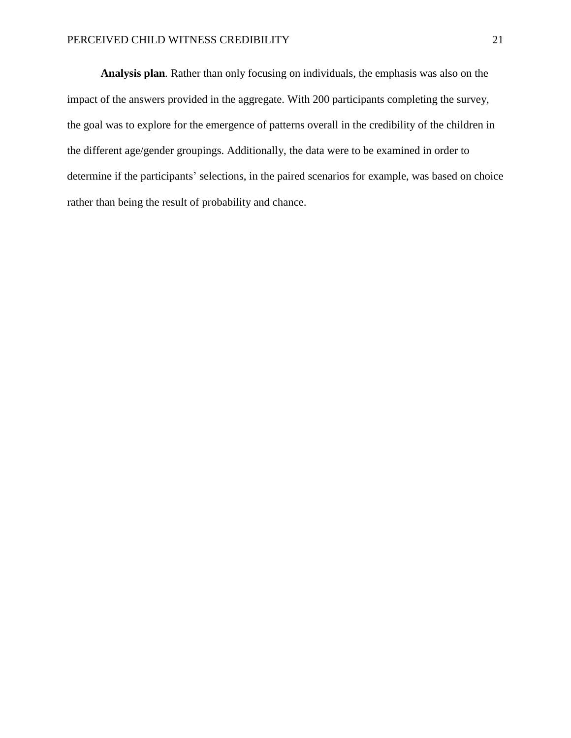**Analysis plan***.* Rather than only focusing on individuals, the emphasis was also on the impact of the answers provided in the aggregate. With 200 participants completing the survey, the goal was to explore for the emergence of patterns overall in the credibility of the children in the different age/gender groupings. Additionally, the data were to be examined in order to determine if the participants' selections, in the paired scenarios for example, was based on choice rather than being the result of probability and chance.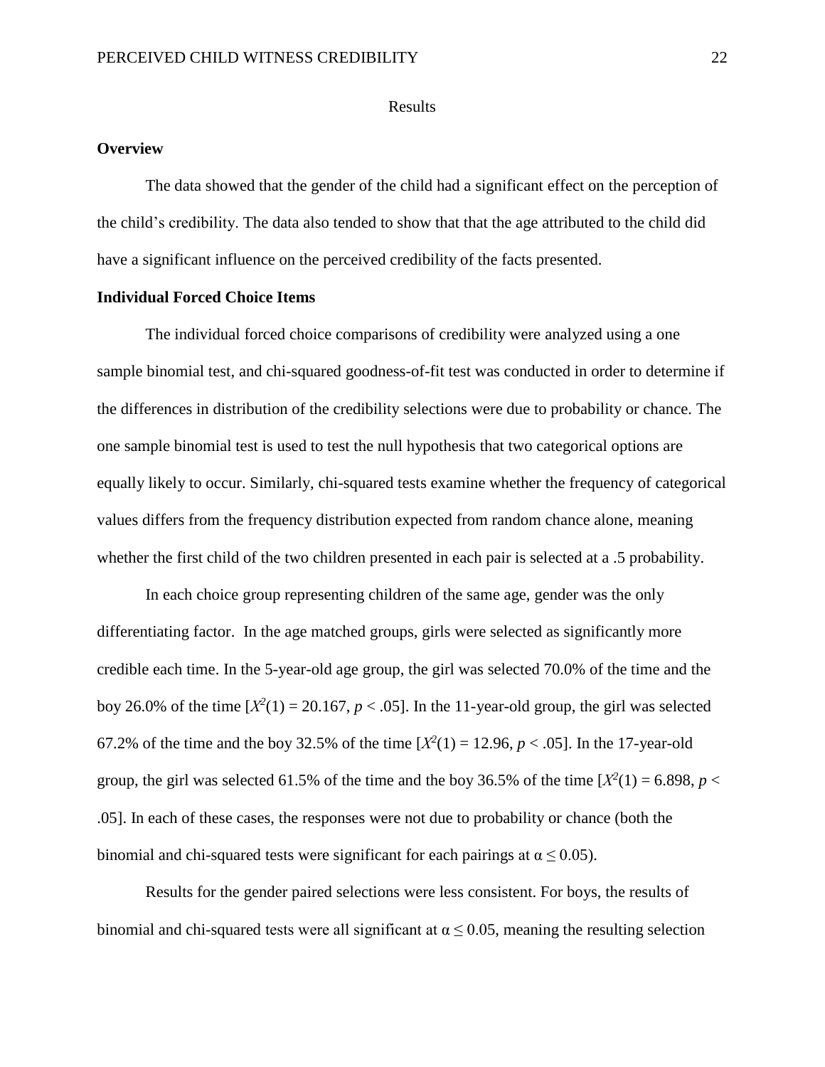# Results

## Overview

The data showed that the gender of the child had a significant effect on the perception of the child's credibility. The data also tended to show that that the age attributed to the child did have a significant influence on the perceived credibility of the facts presented.

## Individual Forced Choice Items

The individual forced choice comparisons of credibility were analyzed using a one sample binomial test, and chi-squared goodness-of-fit test was conducted in order to determine if the differences in distribution of the credibility selections were due to probability or chance. The one sample binomial test is used to test the null hypothesis that two categorical options are equally likely to occur. Similarly, chi-squared tests examine whether the frequency of categorical values differs from the frequency distribution expected from random chance alone, meaning whether the first child of the two children presented in each pair is selected at a .5 probability.

In each choice group representing children of the same age, gender was the only differentiating factor. In the age matched groups, girls were selected as significantly more credible each time. In the 5-year-old age group, the girl was selected 70.0% of the time and the boy 26.0% of the time [$X^2(1) = 20.167$, $p < .05$]. In the 11-year-old group, the girl was selected 67.2% of the time and the boy 32.5% of the time [$X^2(1) = 12.96$, $p < .05$]. In the 17-year-old group, the girl was selected 61.5% of the time and the boy 36.5% of the time [$X^2(1) = 6.898$, $p < .05$]. In each of these cases, the responses were not due to probability or chance (both the binomial and chi-squared tests were significant for each pairings at $\alpha \leq 0.05$).

Results for the gender paired selections were less consistent. For boys, the results of binomial and chi-squared tests were all significant at $\alpha \leq 0.05$, meaning the resulting selection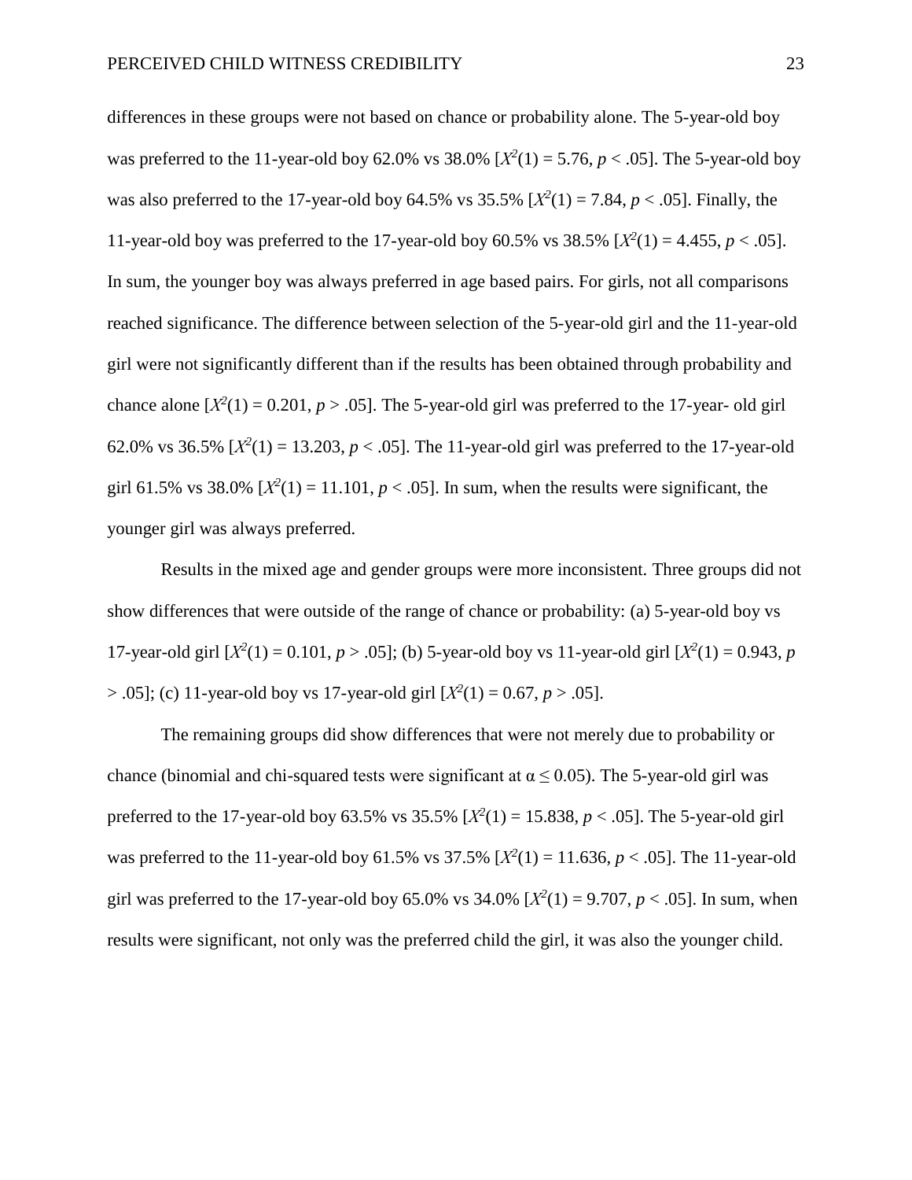differences in these groups were not based on chance or probability alone. The 5-year-old boy was preferred to the 11-year-old boy 62.0% vs 38.0% [$X^2(1) = 5.76$, $p < .05$]. The 5-year-old boy was also preferred to the 17-year-old boy 64.5% vs 35.5% [$X^2(1) = 7.84$, $p < .05$]. Finally, the 11-year-old boy was preferred to the 17-year-old boy 60.5% vs 38.5% [$X^2(1) = 4.455$, $p < .05$]. In sum, the younger boy was always preferred in age based pairs. For girls, not all comparisons reached significance. The difference between selection of the 5-year-old girl and the 11-year-old girl were not significantly different than if the results has been obtained through probability and chance alone [$X^2(1) = 0.201$, $p > .05$]. The 5-year-old girl was preferred to the 17-year- old girl 62.0% vs 36.5% [$X^2(1) = 13.203$, $p < .05$]. The 11-year-old girl was preferred to the 17-year-old girl 61.5% vs 38.0% [$X^2(1) = 11.101$, $p < .05$]. In sum, when the results were significant, the younger girl was always preferred.

Results in the mixed age and gender groups were more inconsistent. Three groups did not show differences that were outside of the range of chance or probability: (a) 5-year-old boy vs 17-year-old girl [$X^2(1) = 0.101$, $p > .05$]; (b) 5-year-old boy vs 11-year-old girl [$X^2(1) = 0.943$, $p > .05$]; (c) 11-year-old boy vs 17-year-old girl [$X^2(1) = 0.67$, $p > .05$].

The remaining groups did show differences that were not merely due to probability or chance (binomial and chi-squared tests were significant at $\alpha \leq 0.05$). The 5-year-old girl was preferred to the 17-year-old boy 63.5% vs 35.5% [$X^2(1) = 15.838$, $p < .05$]. The 5-year-old girl was preferred to the 11-year-old boy 61.5% vs 37.5% [$X^2(1) = 11.636$, $p < .05$]. The 11-year-old girl was preferred to the 17-year-old boy 65.0% vs 34.0% [$X^2(1) = 9.707$, $p < .05$]. In sum, when results were significant, not only was the preferred child the girl, it was also the younger child.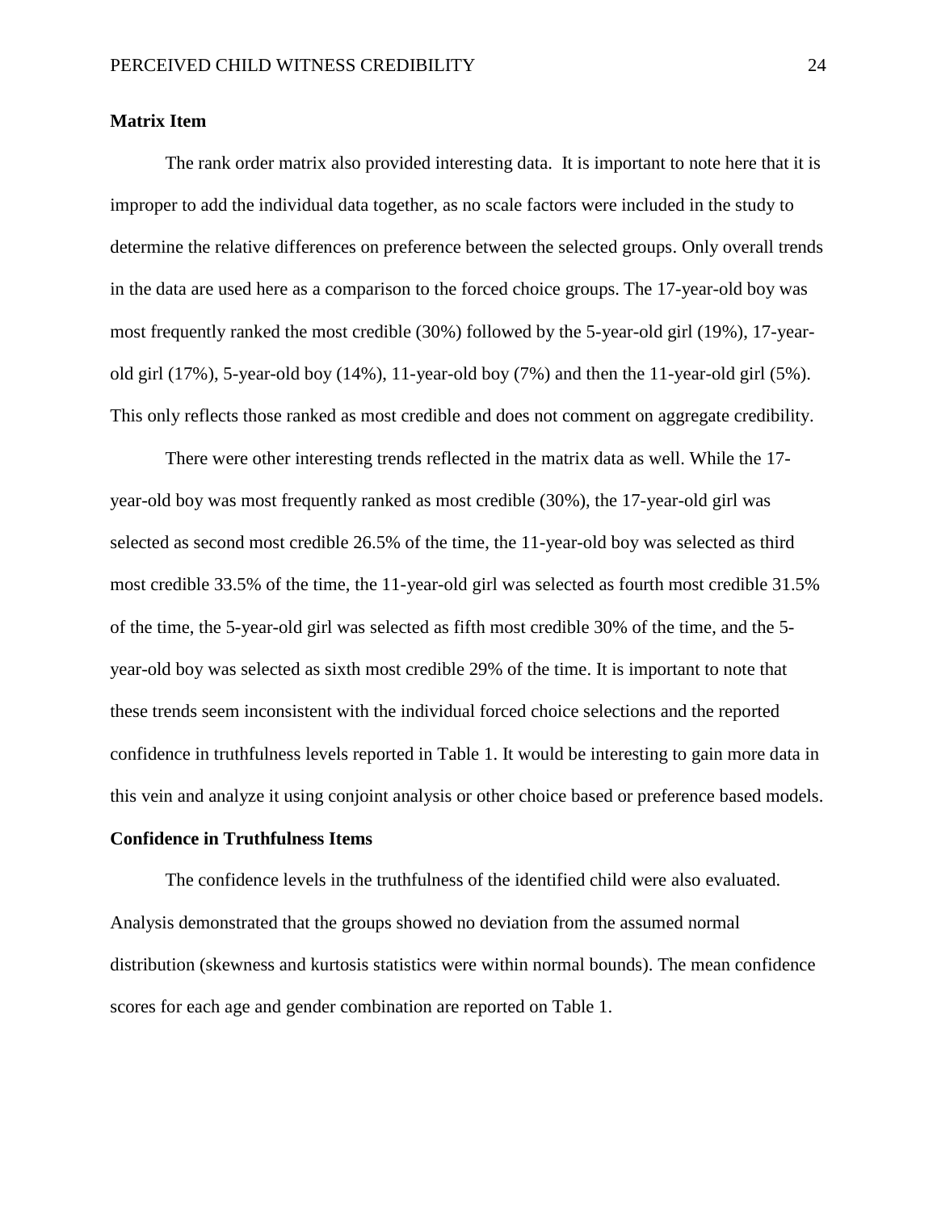**Matrix Item**

The rank order matrix also provided interesting data. It is important to note here that it is improper to add the individual data together, as no scale factors were included in the study to determine the relative differences on preference between the selected groups. Only overall trends in the data are used here as a comparison to the forced choice groups. The 17-year-old boy was most frequently ranked the most credible (30%) followed by the 5-year-old girl (19%), 17-year-old girl (17%), 5-year-old boy (14%), 11-year-old boy (7%) and then the 11-year-old girl (5%). This only reflects those ranked as most credible and does not comment on aggregate credibility.

There were other interesting trends reflected in the matrix data as well. While the 17-year-old boy was most frequently ranked as most credible (30%), the 17-year-old girl was selected as second most credible 26.5% of the time, the 11-year-old boy was selected as third most credible 33.5% of the time, the 11-year-old girl was selected as fourth most credible 31.5% of the time, the 5-year-old girl was selected as fifth most credible 30% of the time, and the 5-year-old boy was selected as sixth most credible 29% of the time. It is important to note that these trends seem inconsistent with the individual forced choice selections and the reported confidence in truthfulness levels reported in Table 1. It would be interesting to gain more data in this vein and analyze it using conjoint analysis or other choice based or preference based models.

**Confidence in Truthfulness Items**

The confidence levels in the truthfulness of the identified child were also evaluated. Analysis demonstrated that the groups showed no deviation from the assumed normal distribution (skewness and kurtosis statistics were within normal bounds). The mean confidence scores for each age and gender combination are reported on Table 1.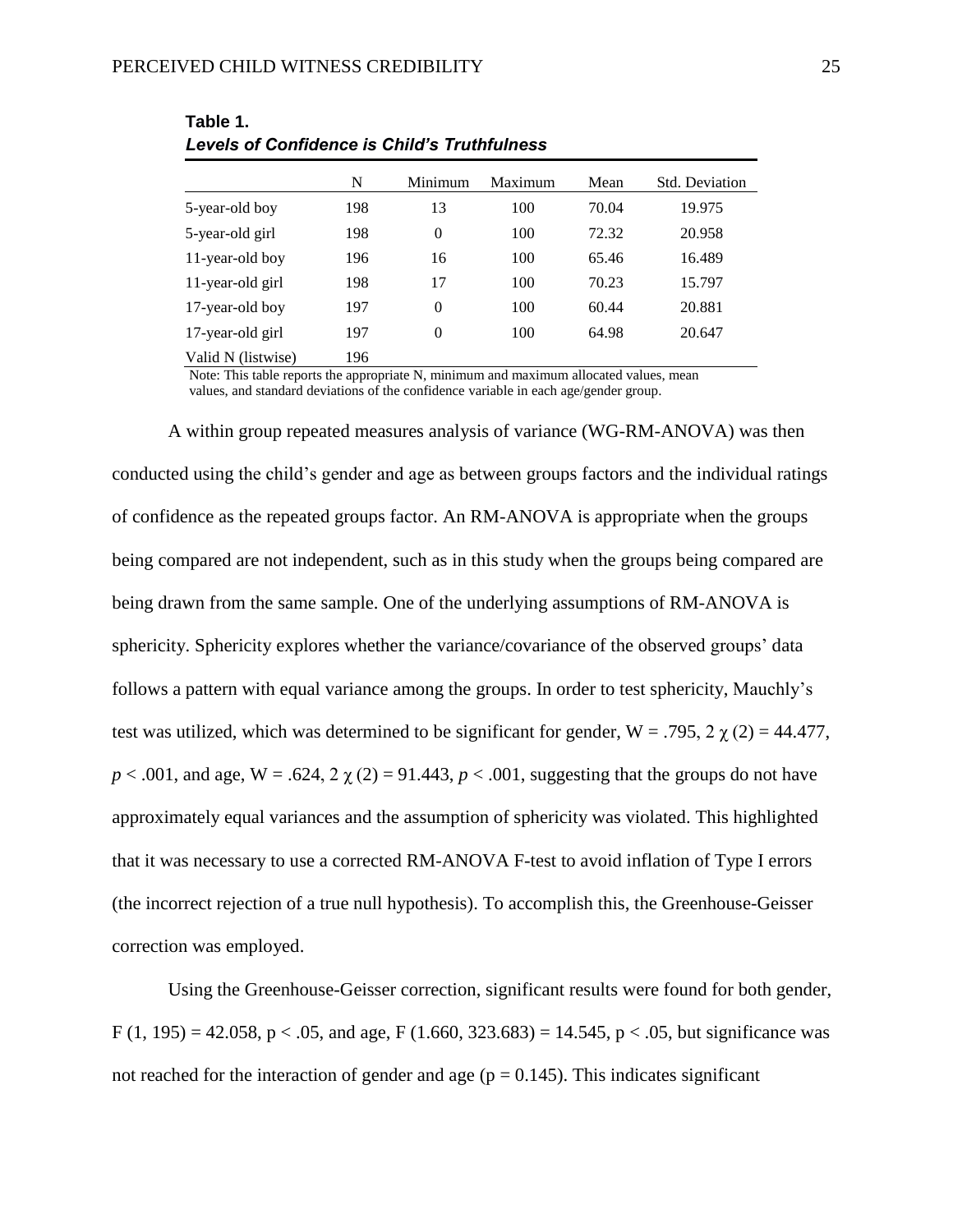**Table 1.**
***Levels of Confidence is Child's Truthfulness***

| | N | Minimum | Maximum | Mean | Std. Deviation |
|---|---|---|---|---|---|
| 5-year-old boy | 198 | 13 | 100 | 70.04 | 19.975 |
| 5-year-old girl | 198 | 0 | 100 | 72.32 | 20.958 |
| 11-year-old boy | 196 | 16 | 100 | 65.46 | 16.489 |
| 11-year-old girl | 198 | 17 | 100 | 70.23 | 15.797 |
| 17-year-old boy | 197 | 0 | 100 | 60.44 | 20.881 |
| 17-year-old girl | 197 | 0 | 100 | 64.98 | 20.647 |
| Valid N (listwise) | 196 | | | | |

Note: This table reports the appropriate N, minimum and maximum allocated values, mean values, and standard deviations of the confidence variable in each age/gender group.

A within group repeated measures analysis of variance (WG-RM-ANOVA) was then conducted using the child's gender and age as between groups factors and the individual ratings of confidence as the repeated groups factor. An RM-ANOVA is appropriate when the groups being compared are not independent, such as in this study when the groups being compared are being drawn from the same sample. One of the underlying assumptions of RM-ANOVA is sphericity. Sphericity explores whether the variance/covariance of the observed groups' data follows a pattern with equal variance among the groups. In order to test sphericity, Mauchly's test was utilized, which was determined to be significant for gender, $W = .795$, $2\ \chi\ (2) = 44.477$, $p < .001$, and age, $W = .624$, $2\ \chi\ (2) = 91.443$, $p < .001$, suggesting that the groups do not have approximately equal variances and the assumption of sphericity was violated. This highlighted that it was necessary to use a corrected RM-ANOVA F-test to avoid inflation of Type I errors (the incorrect rejection of a true null hypothesis). To accomplish this, the Greenhouse-Geisser correction was employed.

Using the Greenhouse-Geisser correction, significant results were found for both gender, $F\ (1, 195) = 42.058$, $p < .05$, and age, $F\ (1.660, 323.683) = 14.545$, $p < .05$, but significance was not reached for the interaction of gender and age ($p = 0.145$). This indicates significant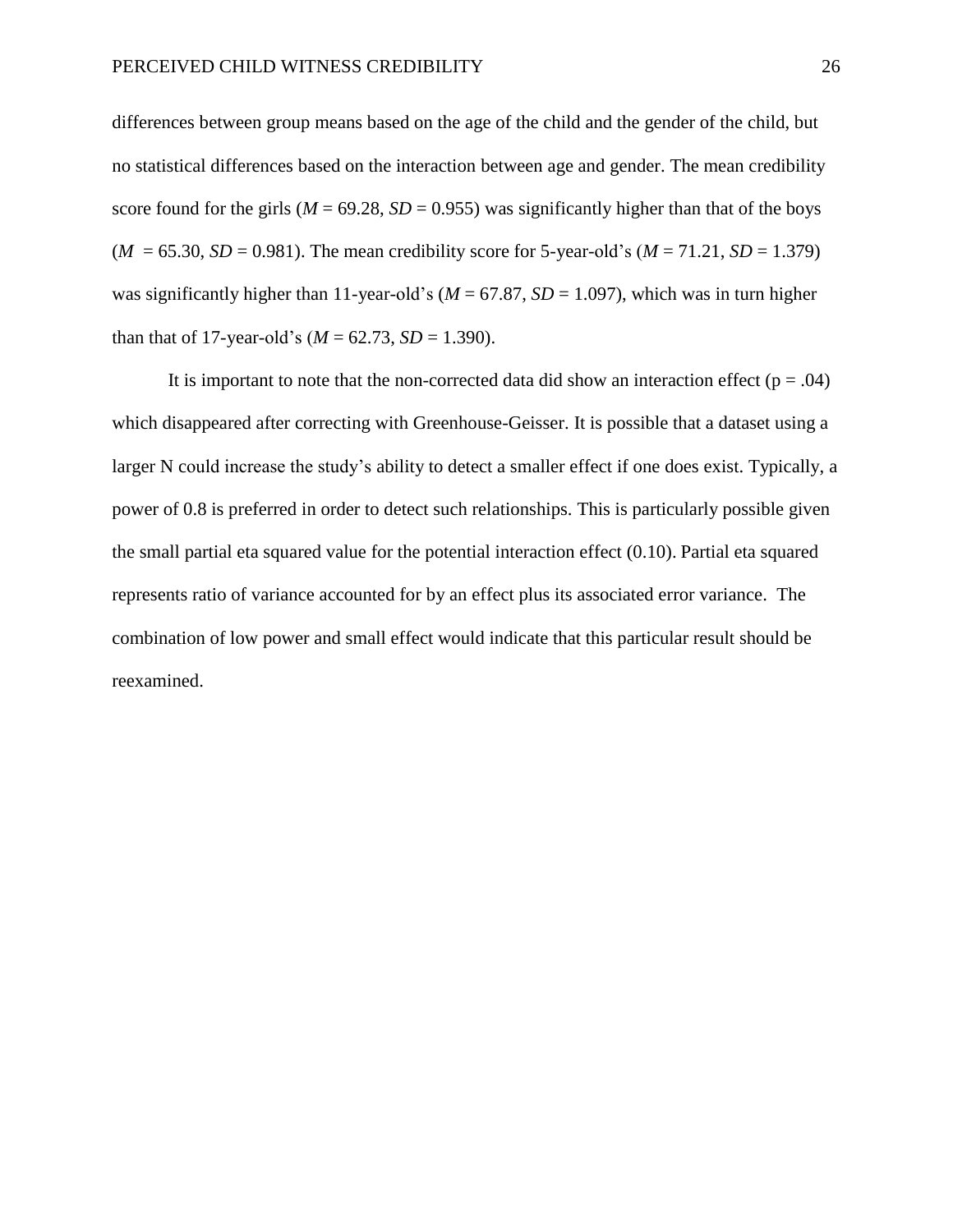differences between group means based on the age of the child and the gender of the child, but no statistical differences based on the interaction between age and gender. The mean credibility score found for the girls (*M* = 69.28, *SD* = 0.955) was significantly higher than that of the boys (*M* = 65.30, *SD* = 0.981). The mean credibility score for 5-year-old's (*M* = 71.21, *SD* = 1.379) was significantly higher than 11-year-old's (*M* = 67.87, *SD* = 1.097), which was in turn higher than that of 17-year-old's (*M* = 62.73, *SD* = 1.390).

It is important to note that the non-corrected data did show an interaction effect ($p = .04$) which disappeared after correcting with Greenhouse-Geisser. It is possible that a dataset using a larger N could increase the study's ability to detect a smaller effect if one does exist. Typically, a power of 0.8 is preferred in order to detect such relationships. This is particularly possible given the small partial eta squared value for the potential interaction effect (0.10). Partial eta squared represents ratio of variance accounted for by an effect plus its associated error variance. The combination of low power and small effect would indicate that this particular result should be reexamined.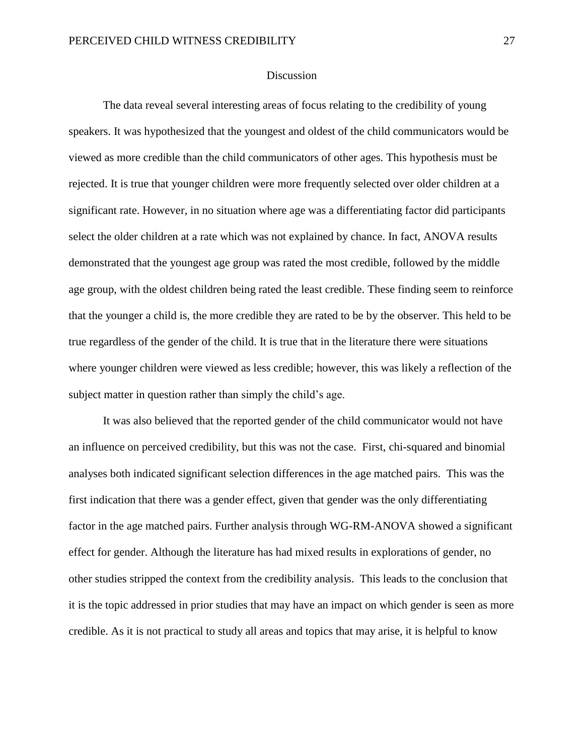# Discussion

The data reveal several interesting areas of focus relating to the credibility of young speakers. It was hypothesized that the youngest and oldest of the child communicators would be viewed as more credible than the child communicators of other ages. This hypothesis must be rejected. It is true that younger children were more frequently selected over older children at a significant rate. However, in no situation where age was a differentiating factor did participants select the older children at a rate which was not explained by chance. In fact, ANOVA results demonstrated that the youngest age group was rated the most credible, followed by the middle age group, with the oldest children being rated the least credible. These finding seem to reinforce that the younger a child is, the more credible they are rated to be by the observer. This held to be true regardless of the gender of the child. It is true that in the literature there were situations where younger children were viewed as less credible; however, this was likely a reflection of the subject matter in question rather than simply the child's age.

It was also believed that the reported gender of the child communicator would not have an influence on perceived credibility, but this was not the case. First, chi-squared and binomial analyses both indicated significant selection differences in the age matched pairs. This was the first indication that there was a gender effect, given that gender was the only differentiating factor in the age matched pairs. Further analysis through WG-RM-ANOVA showed a significant effect for gender. Although the literature has had mixed results in explorations of gender, no other studies stripped the context from the credibility analysis. This leads to the conclusion that it is the topic addressed in prior studies that may have an impact on which gender is seen as more credible. As it is not practical to study all areas and topics that may arise, it is helpful to know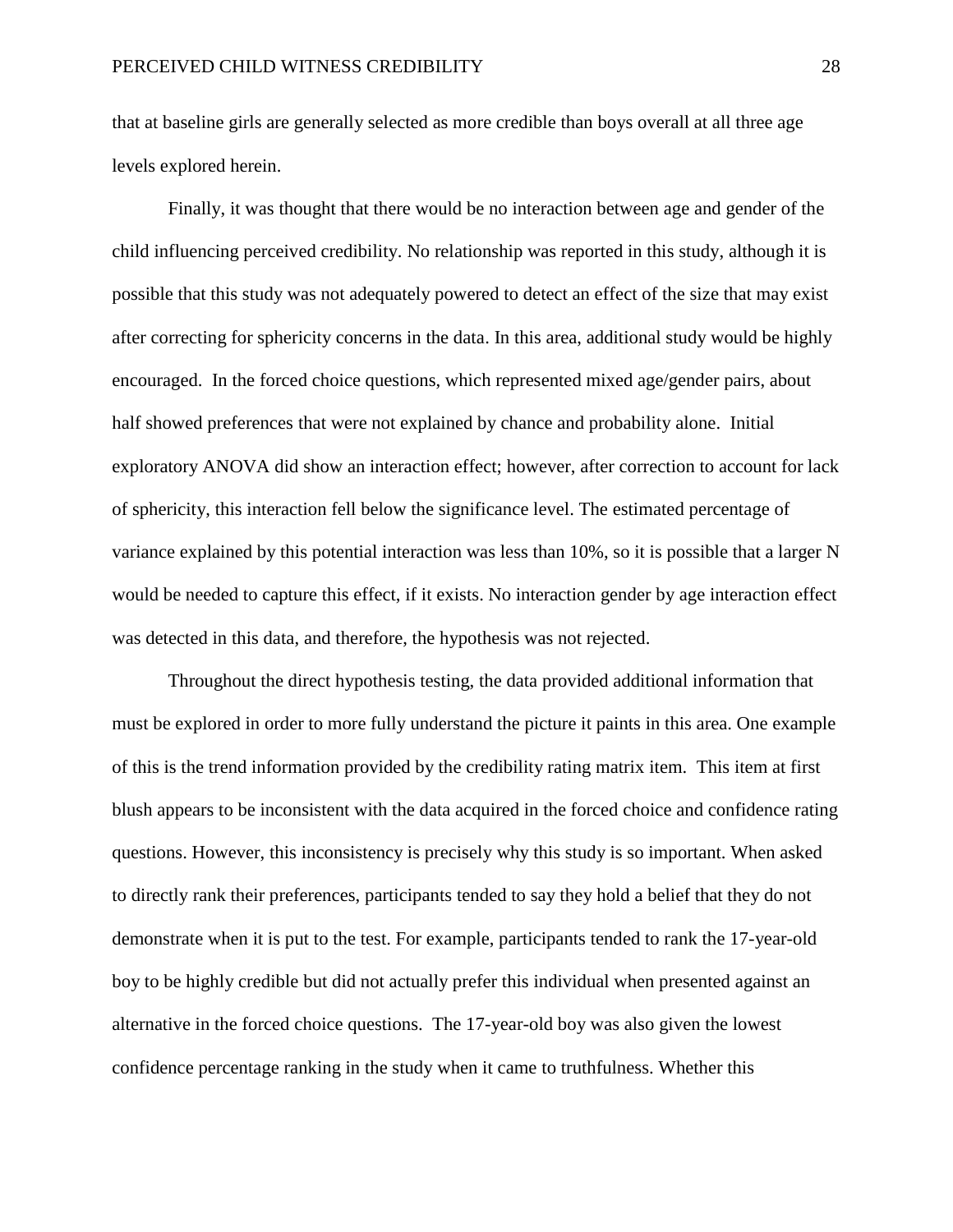that at baseline girls are generally selected as more credible than boys overall at all three age levels explored herein.

Finally, it was thought that there would be no interaction between age and gender of the child influencing perceived credibility. No relationship was reported in this study, although it is possible that this study was not adequately powered to detect an effect of the size that may exist after correcting for sphericity concerns in the data. In this area, additional study would be highly encouraged. In the forced choice questions, which represented mixed age/gender pairs, about half showed preferences that were not explained by chance and probability alone. Initial exploratory ANOVA did show an interaction effect; however, after correction to account for lack of sphericity, this interaction fell below the significance level. The estimated percentage of variance explained by this potential interaction was less than 10%, so it is possible that a larger N would be needed to capture this effect, if it exists. No interaction gender by age interaction effect was detected in this data, and therefore, the hypothesis was not rejected.

Throughout the direct hypothesis testing, the data provided additional information that must be explored in order to more fully understand the picture it paints in this area. One example of this is the trend information provided by the credibility rating matrix item. This item at first blush appears to be inconsistent with the data acquired in the forced choice and confidence rating questions. However, this inconsistency is precisely why this study is so important. When asked to directly rank their preferences, participants tended to say they hold a belief that they do not demonstrate when it is put to the test. For example, participants tended to rank the 17-year-old boy to be highly credible but did not actually prefer this individual when presented against an alternative in the forced choice questions. The 17-year-old boy was also given the lowest confidence percentage ranking in the study when it came to truthfulness. Whether this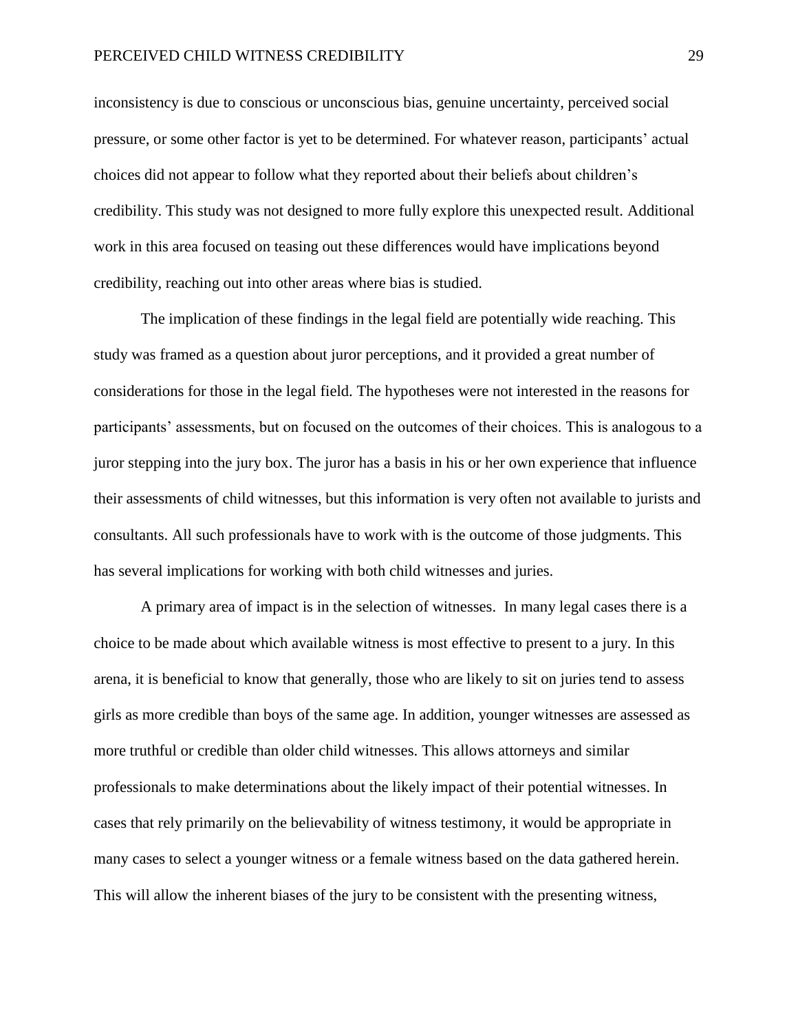inconsistency is due to conscious or unconscious bias, genuine uncertainty, perceived social pressure, or some other factor is yet to be determined. For whatever reason, participants' actual choices did not appear to follow what they reported about their beliefs about children's credibility. This study was not designed to more fully explore this unexpected result. Additional work in this area focused on teasing out these differences would have implications beyond credibility, reaching out into other areas where bias is studied.

The implication of these findings in the legal field are potentially wide reaching. This study was framed as a question about juror perceptions, and it provided a great number of considerations for those in the legal field. The hypotheses were not interested in the reasons for participants' assessments, but on focused on the outcomes of their choices. This is analogous to a juror stepping into the jury box. The juror has a basis in his or her own experience that influence their assessments of child witnesses, but this information is very often not available to jurists and consultants. All such professionals have to work with is the outcome of those judgments. This has several implications for working with both child witnesses and juries.

A primary area of impact is in the selection of witnesses. In many legal cases there is a choice to be made about which available witness is most effective to present to a jury. In this arena, it is beneficial to know that generally, those who are likely to sit on juries tend to assess girls as more credible than boys of the same age. In addition, younger witnesses are assessed as more truthful or credible than older child witnesses. This allows attorneys and similar professionals to make determinations about the likely impact of their potential witnesses. In cases that rely primarily on the believability of witness testimony, it would be appropriate in many cases to select a younger witness or a female witness based on the data gathered herein. This will allow the inherent biases of the jury to be consistent with the presenting witness,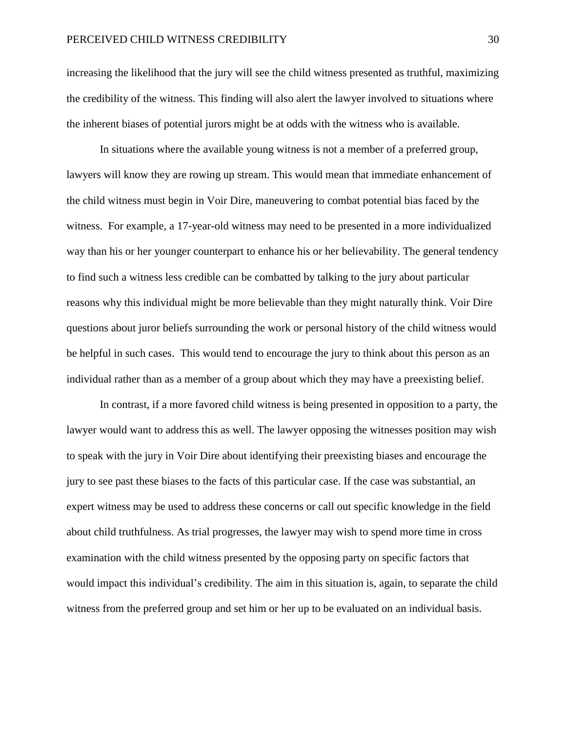increasing the likelihood that the jury will see the child witness presented as truthful, maximizing the credibility of the witness. This finding will also alert the lawyer involved to situations where the inherent biases of potential jurors might be at odds with the witness who is available.

In situations where the available young witness is not a member of a preferred group, lawyers will know they are rowing up stream. This would mean that immediate enhancement of the child witness must begin in Voir Dire, maneuvering to combat potential bias faced by the witness. For example, a 17-year-old witness may need to be presented in a more individualized way than his or her younger counterpart to enhance his or her believability. The general tendency to find such a witness less credible can be combatted by talking to the jury about particular reasons why this individual might be more believable than they might naturally think. Voir Dire questions about juror beliefs surrounding the work or personal history of the child witness would be helpful in such cases. This would tend to encourage the jury to think about this person as an individual rather than as a member of a group about which they may have a preexisting belief.

In contrast, if a more favored child witness is being presented in opposition to a party, the lawyer would want to address this as well. The lawyer opposing the witnesses position may wish to speak with the jury in Voir Dire about identifying their preexisting biases and encourage the jury to see past these biases to the facts of this particular case. If the case was substantial, an expert witness may be used to address these concerns or call out specific knowledge in the field about child truthfulness. As trial progresses, the lawyer may wish to spend more time in cross examination with the child witness presented by the opposing party on specific factors that would impact this individual's credibility. The aim in this situation is, again, to separate the child witness from the preferred group and set him or her up to be evaluated on an individual basis.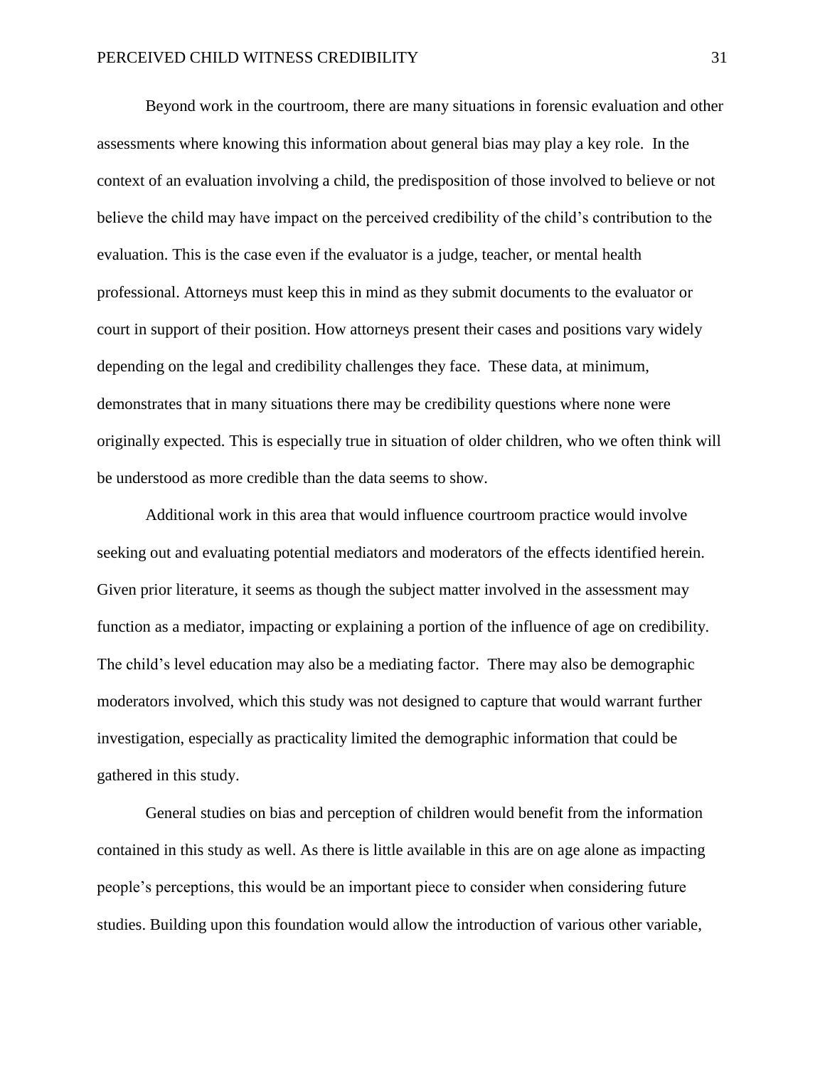Beyond work in the courtroom, there are many situations in forensic evaluation and other assessments where knowing this information about general bias may play a key role. In the context of an evaluation involving a child, the predisposition of those involved to believe or not believe the child may have impact on the perceived credibility of the child's contribution to the evaluation. This is the case even if the evaluator is a judge, teacher, or mental health professional. Attorneys must keep this in mind as they submit documents to the evaluator or court in support of their position. How attorneys present their cases and positions vary widely depending on the legal and credibility challenges they face. These data, at minimum, demonstrates that in many situations there may be credibility questions where none were originally expected. This is especially true in situation of older children, who we often think will be understood as more credible than the data seems to show.

Additional work in this area that would influence courtroom practice would involve seeking out and evaluating potential mediators and moderators of the effects identified herein. Given prior literature, it seems as though the subject matter involved in the assessment may function as a mediator, impacting or explaining a portion of the influence of age on credibility. The child's level education may also be a mediating factor. There may also be demographic moderators involved, which this study was not designed to capture that would warrant further investigation, especially as practicality limited the demographic information that could be gathered in this study.

General studies on bias and perception of children would benefit from the information contained in this study as well. As there is little available in this are on age alone as impacting people's perceptions, this would be an important piece to consider when considering future studies. Building upon this foundation would allow the introduction of various other variable,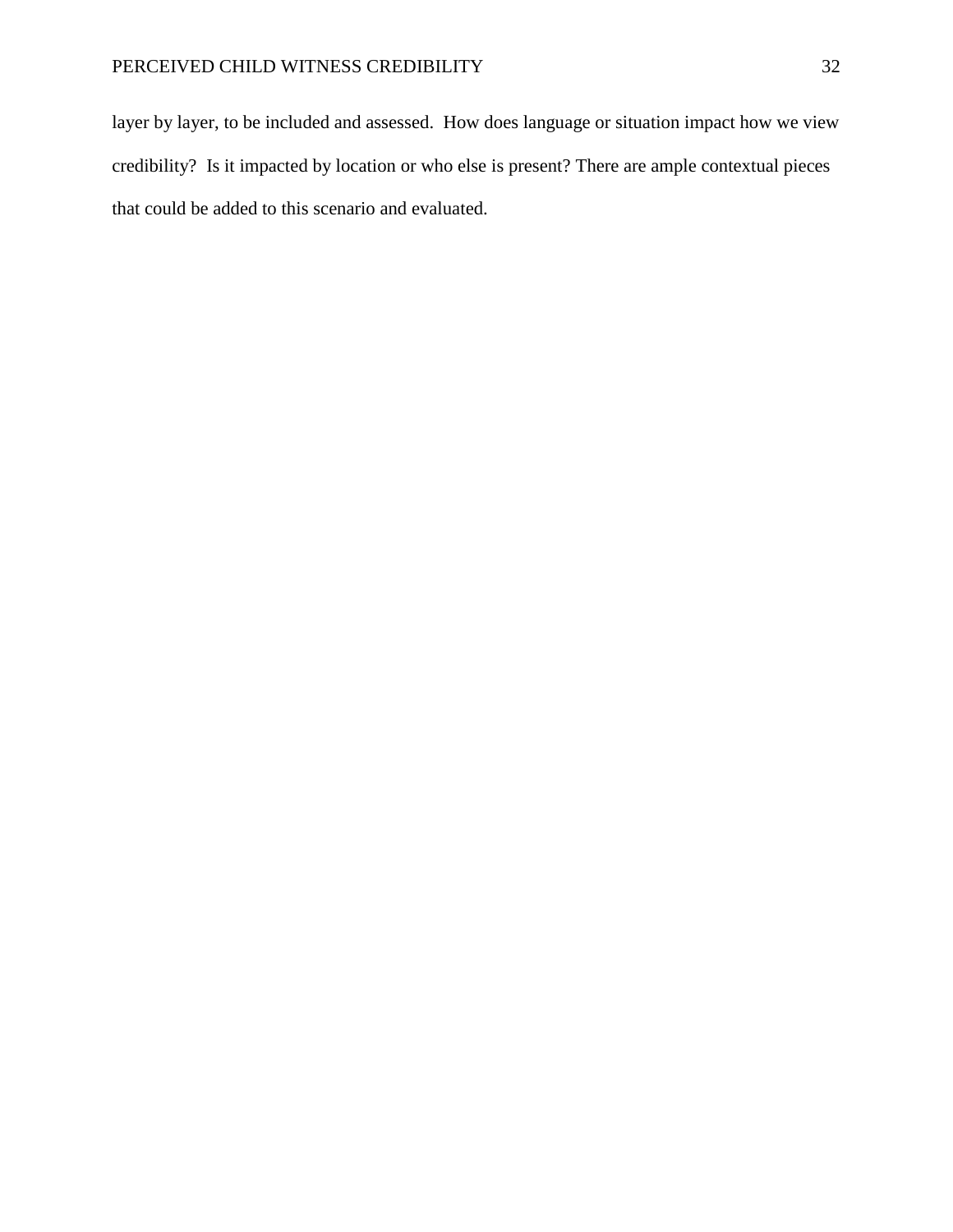layer by layer, to be included and assessed. How does language or situation impact how we view credibility? Is it impacted by location or who else is present? There are ample contextual pieces that could be added to this scenario and evaluated.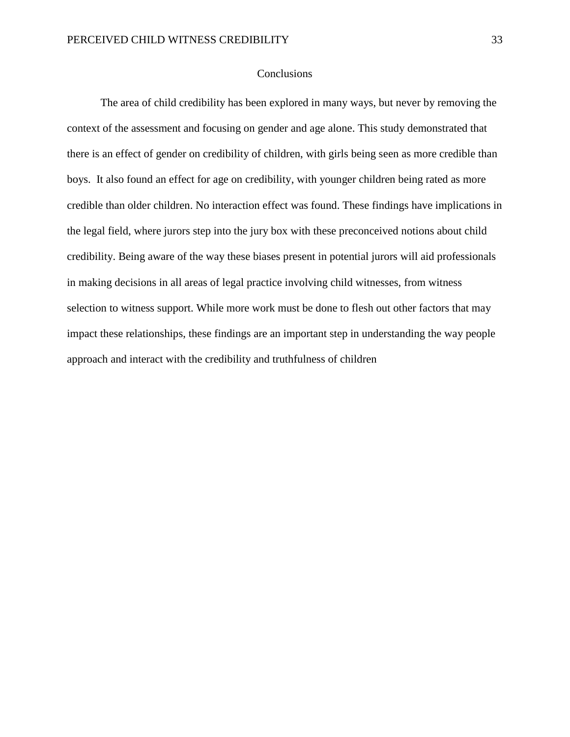# Conclusions

The area of child credibility has been explored in many ways, but never by removing the context of the assessment and focusing on gender and age alone. This study demonstrated that there is an effect of gender on credibility of children, with girls being seen as more credible than boys. It also found an effect for age on credibility, with younger children being rated as more credible than older children. No interaction effect was found. These findings have implications in the legal field, where jurors step into the jury box with these preconceived notions about child credibility. Being aware of the way these biases present in potential jurors will aid professionals in making decisions in all areas of legal practice involving child witnesses, from witness selection to witness support. While more work must be done to flesh out other factors that may impact these relationships, these findings are an important step in understanding the way people approach and interact with the credibility and truthfulness of children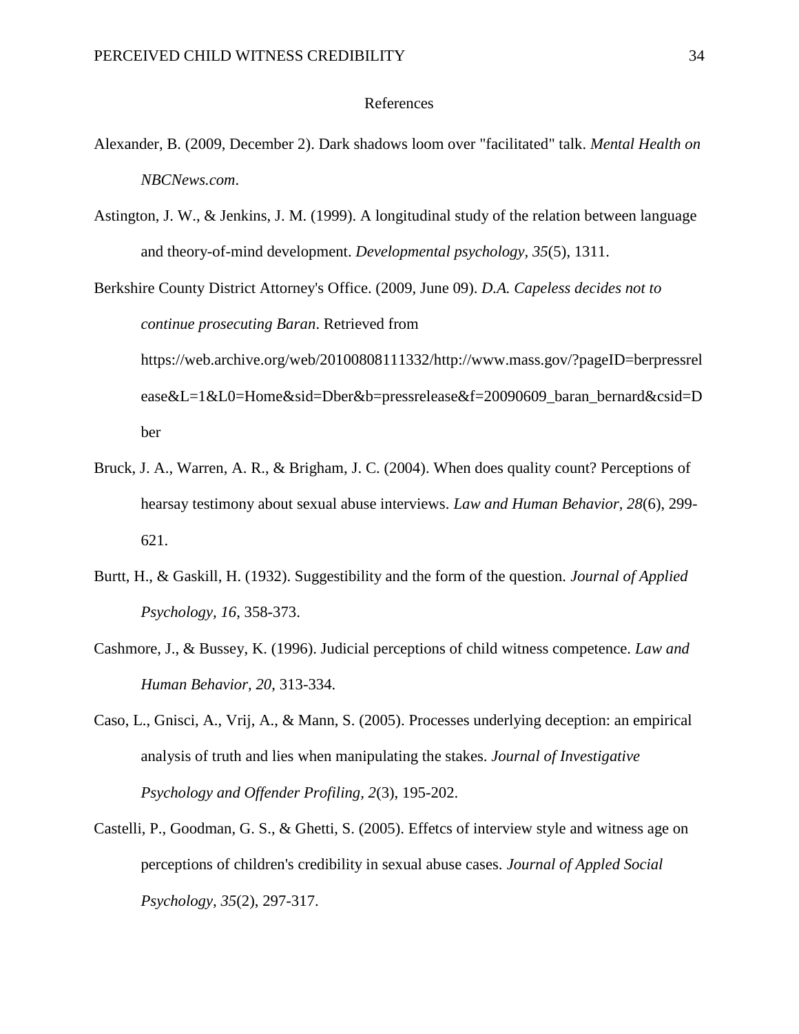# References

Alexander, B. (2009, December 2). Dark shadows loom over "facilitated" talk. *Mental Health on NBCNews.com*.

Astington, J. W., & Jenkins, J. M. (1999). A longitudinal study of the relation between language and theory-of-mind development. *Developmental psychology, 35*(5), 1311.

Berkshire County District Attorney's Office. (2009, June 09). *D.A. Capeless decides not to continue prosecuting Baran*. Retrieved from https://web.archive.org/web/20100808111332/http://www.mass.gov/?pageID=berpressrelease&L=1&L0=Home&sid=Dber&b=pressrelease&f=20090609_baran_bernard&csid=Dber

Bruck, J. A., Warren, A. R., & Brigham, J. C. (2004). When does quality count? Perceptions of hearsay testimony about sexual abuse interviews. *Law and Human Behavior, 28*(6), 299-621.

Burtt, H., & Gaskill, H. (1932). Suggestibility and the form of the question. *Journal of Applied Psychology, 16*, 358-373.

Cashmore, J., & Bussey, K. (1996). Judicial perceptions of child witness competence. *Law and Human Behavior, 20*, 313-334.

Caso, L., Gnisci, A., Vrij, A., & Mann, S. (2005). Processes underlying deception: an empirical analysis of truth and lies when manipulating the stakes. *Journal of Investigative Psychology and Offender Profiling, 2*(3), 195-202.

Castelli, P., Goodman, G. S., & Ghetti, S. (2005). Effetcs of interview style and witness age on perceptions of children's credibility in sexual abuse cases. *Journal of Appled Social Psychology, 35*(2), 297-317.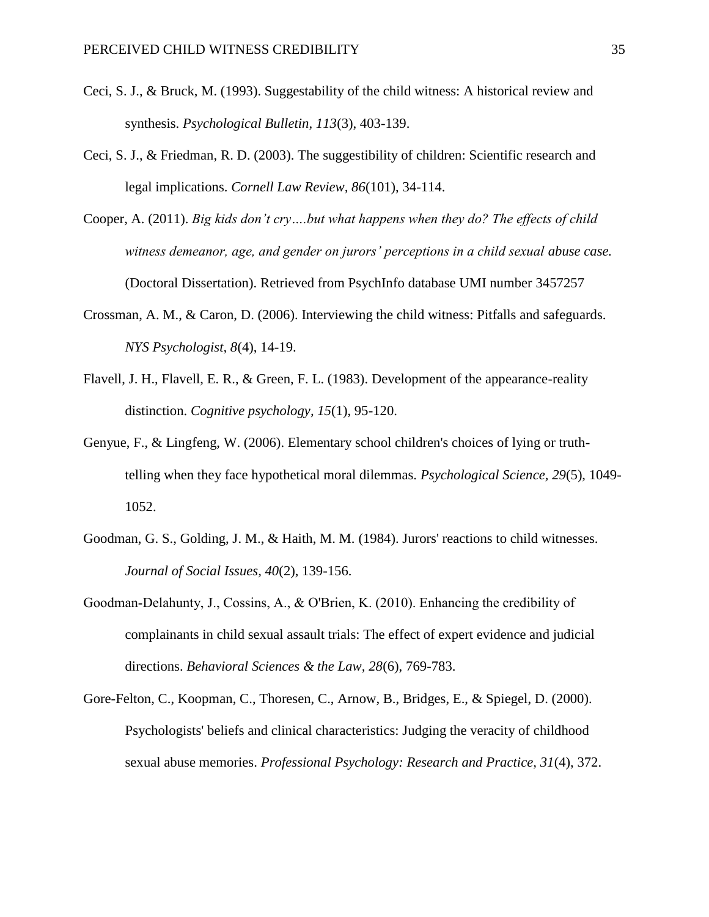Ceci, S. J., & Bruck, M. (1993). Suggestability of the child witness: A historical review and synthesis. *Psychological Bulletin, 113*(3), 403-139.

Ceci, S. J., & Friedman, R. D. (2003). The suggestibility of children: Scientific research and legal implications. *Cornell Law Review, 86*(101), 34-114.

Cooper, A. (2011). *Big kids don't cry….but what happens when they do? The effects of child witness demeanor, age, and gender on jurors' perceptions in a child sexual abuse case.* (Doctoral Dissertation). Retrieved from PsychInfo database UMI number 3457257

Crossman, A. M., & Caron, D. (2006). Interviewing the child witness: Pitfalls and safeguards. *NYS Psychologist, 8*(4), 14-19.

Flavell, J. H., Flavell, E. R., & Green, F. L. (1983). Development of the appearance-reality distinction. *Cognitive psychology, 15*(1), 95-120.

Genyue, F., & Lingfeng, W. (2006). Elementary school children's choices of lying or truth-telling when they face hypothetical moral dilemmas. *Psychological Science, 29*(5), 1049-1052.

Goodman, G. S., Golding, J. M., & Haith, M. M. (1984). Jurors' reactions to child witnesses. *Journal of Social Issues, 40*(2), 139-156.

Goodman-Delahunty, J., Cossins, A., & O'Brien, K. (2010). Enhancing the credibility of complainants in child sexual assault trials: The effect of expert evidence and judicial directions. *Behavioral Sciences & the Law, 28*(6), 769-783.

Gore-Felton, C., Koopman, C., Thoresen, C., Arnow, B., Bridges, E., & Spiegel, D. (2000). Psychologists' beliefs and clinical characteristics: Judging the veracity of childhood sexual abuse memories. *Professional Psychology: Research and Practice, 31*(4), 372.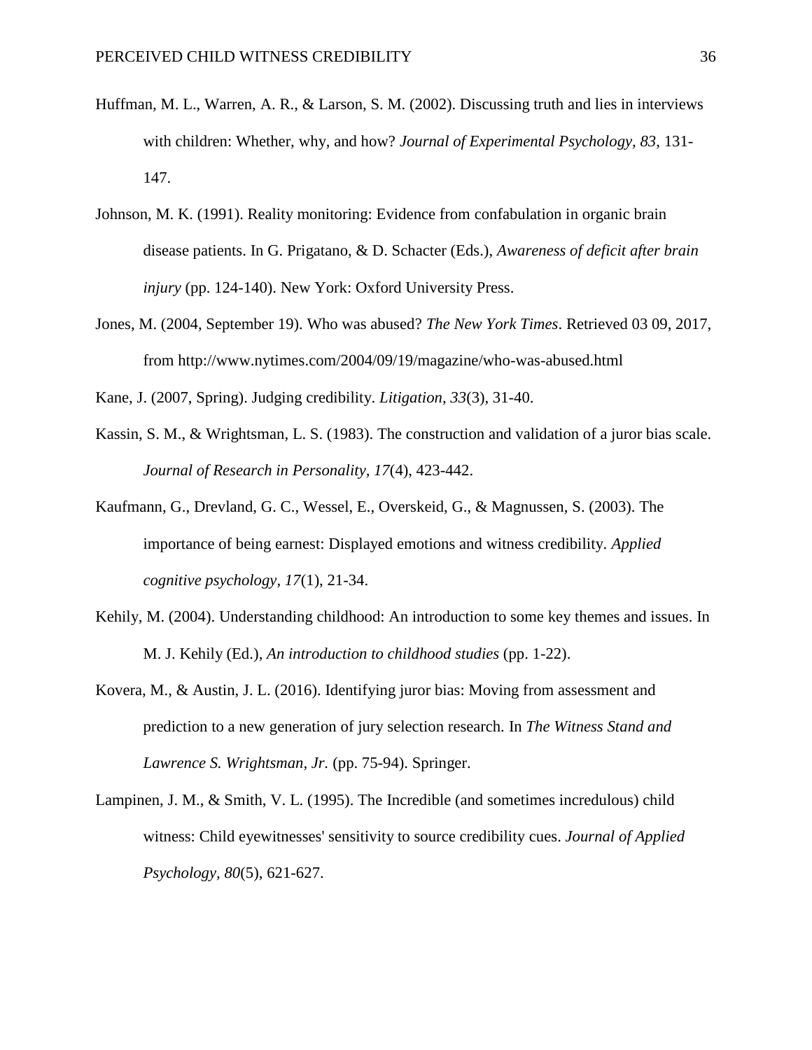Huffman, M. L., Warren, A. R., & Larson, S. M. (2002). Discussing truth and lies in interviews with children: Whether, why, and how? *Journal of Experimental Psychology, 83*, 131-147.

Johnson, M. K. (1991). Reality monitoring: Evidence from confabulation in organic brain disease patients. In G. Prigatano, & D. Schacter (Eds.), *Awareness of deficit after brain injury* (pp. 124-140). New York: Oxford University Press.

Jones, M. (2004, September 19). Who was abused? *The New York Times*. Retrieved 03 09, 2017, from http://www.nytimes.com/2004/09/19/magazine/who-was-abused.html

Kane, J. (2007, Spring). Judging credibility. *Litigation, 33*(3), 31-40.

Kassin, S. M., & Wrightsman, L. S. (1983). The construction and validation of a juror bias scale. *Journal of Research in Personality*, *17*(4), 423-442.

Kaufmann, G., Drevland, G. C., Wessel, E., Overskeid, G., & Magnussen, S. (2003). The importance of being earnest: Displayed emotions and witness credibility. *Applied cognitive psychology, 17*(1), 21-34.

Kehily, M. (2004). Understanding childhood: An introduction to some key themes and issues. In M. J. Kehily (Ed.), *An introduction to childhood studies* (pp. 1-22).

Kovera, M., & Austin, J. L. (2016). Identifying juror bias: Moving from assessment and prediction to a new generation of jury selection research. In *The Witness Stand and Lawrence S. Wrightsman, Jr.* (pp. 75-94). Springer.

Lampinen, J. M., & Smith, V. L. (1995). The Incredible (and sometimes incredulous) child witness: Child eyewitnesses' sensitivity to source credibility cues. *Journal of Applied Psychology, 80*(5), 621-627.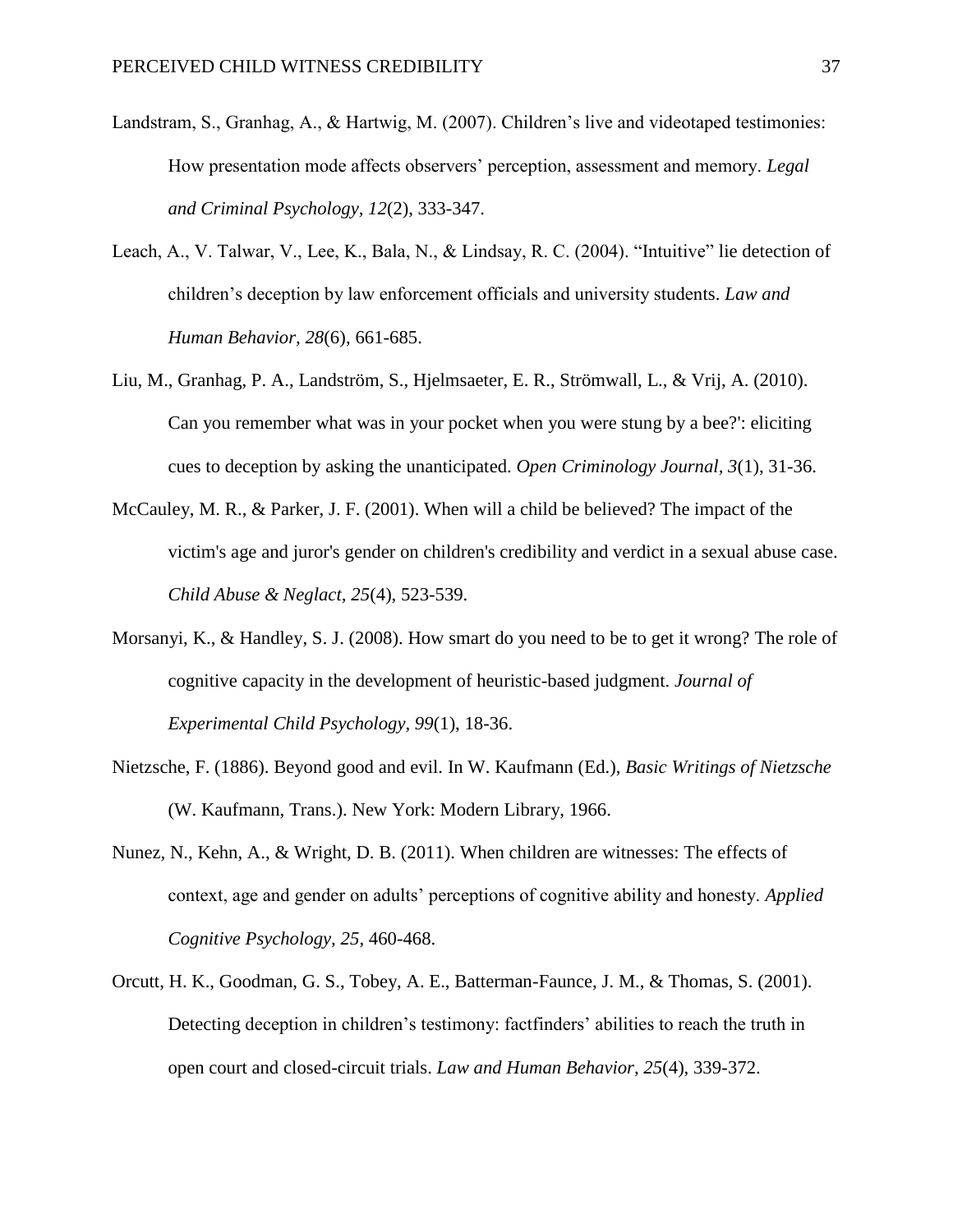Landstram, S., Granhag, A., & Hartwig, M. (2007). Children's live and videotaped testimonies: How presentation mode affects observers' perception, assessment and memory. *Legal and Criminal Psychology, 12*(2), 333-347.

Leach, A., V. Talwar, V., Lee, K., Bala, N., & Lindsay, R. C. (2004). "Intuitive" lie detection of children's deception by law enforcement officials and university students. *Law and Human Behavior, 28*(6), 661-685.

Liu, M., Granhag, P. A., Landström, S., Hjelmsaeter, E. R., Strömwall, L., & Vrij, A. (2010). Can you remember what was in your pocket when you were stung by a bee?': eliciting cues to deception by asking the unanticipated. *Open Criminology Journal, 3*(1), 31-36.

McCauley, M. R., & Parker, J. F. (2001). When will a child be believed? The impact of the victim's age and juror's gender on children's credibility and verdict in a sexual abuse case. *Child Abuse & Neglact, 25*(4), 523-539.

Morsanyi, K., & Handley, S. J. (2008). How smart do you need to be to get it wrong? The role of cognitive capacity in the development of heuristic-based judgment. *Journal of Experimental Child Psychology, 99*(1), 18-36.

Nietzsche, F. (1886). Beyond good and evil. In W. Kaufmann (Ed.), *Basic Writings of Nietzsche* (W. Kaufmann, Trans.). New York: Modern Library, 1966.

Nunez, N., Kehn, A., & Wright, D. B. (2011). When children are witnesses: The effects of context, age and gender on adults' perceptions of cognitive ability and honesty. *Applied Cognitive Psychology, 25*, 460-468.

Orcutt, H. K., Goodman, G. S., Tobey, A. E., Batterman-Faunce, J. M., & Thomas, S. (2001). Detecting deception in children's testimony: factfinders' abilities to reach the truth in open court and closed-circuit trials. *Law and Human Behavior, 25*(4), 339-372.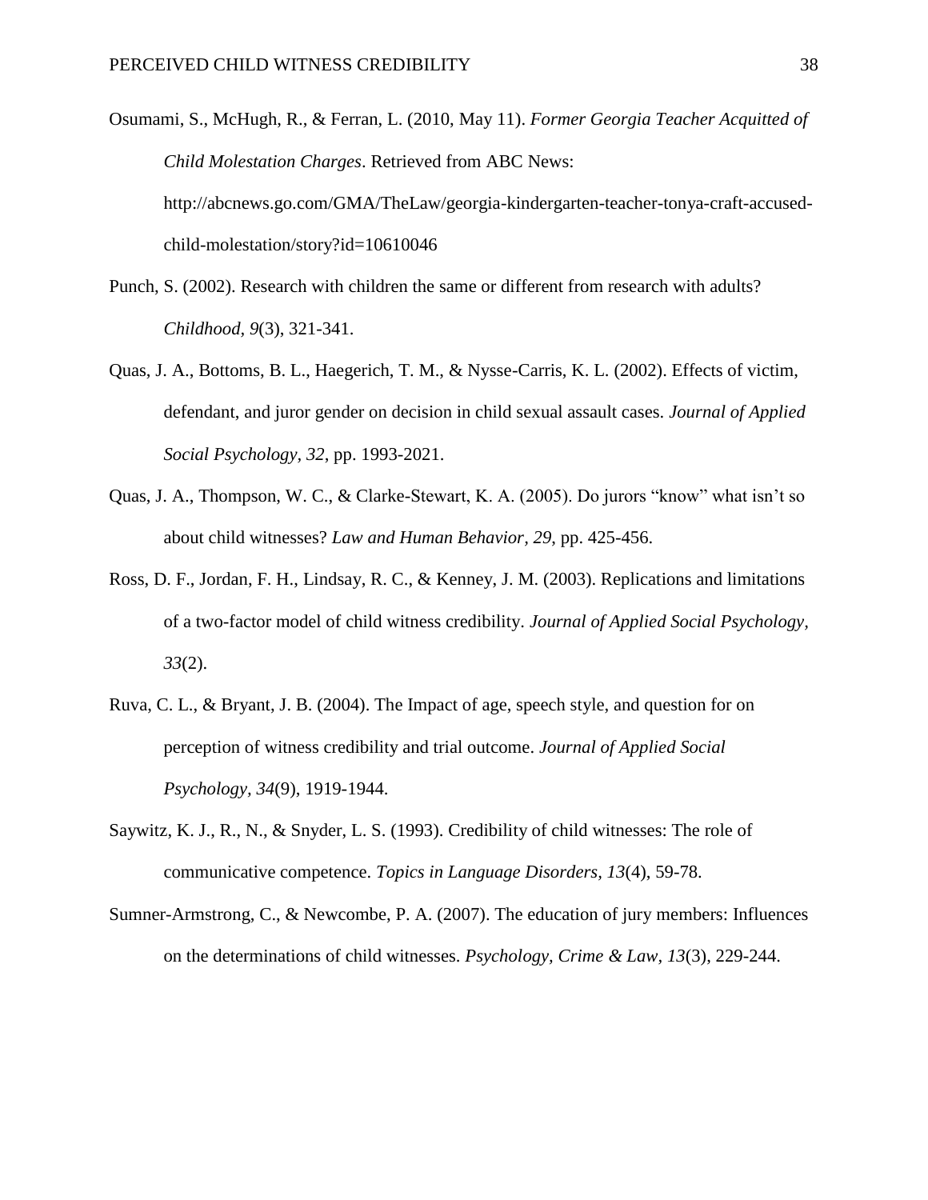Osumami, S., McHugh, R., & Ferran, L. (2010, May 11). *Former Georgia Teacher Acquitted of Child Molestation Charges*. Retrieved from ABC News: http://abcnews.go.com/GMA/TheLaw/georgia-kindergarten-teacher-tonya-craft-accused-child-molestation/story?id=10610046

Punch, S. (2002). Research with children the same or different from research with adults? *Childhood, 9*(3), 321-341.

Quas, J. A., Bottoms, B. L., Haegerich, T. M., & Nysse-Carris, K. L. (2002). Effects of victim, defendant, and juror gender on decision in child sexual assault cases. *Journal of Applied Social Psychology, 32*, pp. 1993-2021.

Quas, J. A., Thompson, W. C., & Clarke-Stewart, K. A. (2005). Do jurors "know" what isn't so about child witnesses? *Law and Human Behavior, 29*, pp. 425-456.

Ross, D. F., Jordan, F. H., Lindsay, R. C., & Kenney, J. M. (2003). Replications and limitations of a two-factor model of child witness credibility. *Journal of Applied Social Psychology, 33*(2).

Ruva, C. L., & Bryant, J. B. (2004). The Impact of age, speech style, and question for on perception of witness credibility and trial outcome. *Journal of Applied Social Psychology, 34*(9), 1919-1944.

Saywitz, K. J., R., N., & Snyder, L. S. (1993). Credibility of child witnesses: The role of communicative competence. *Topics in Language Disorders, 13*(4), 59-78.

Sumner-Armstrong, C., & Newcombe, P. A. (2007). The education of jury members: Influences on the determinations of child witnesses. *Psychology, Crime & Law, 13*(3), 229-244.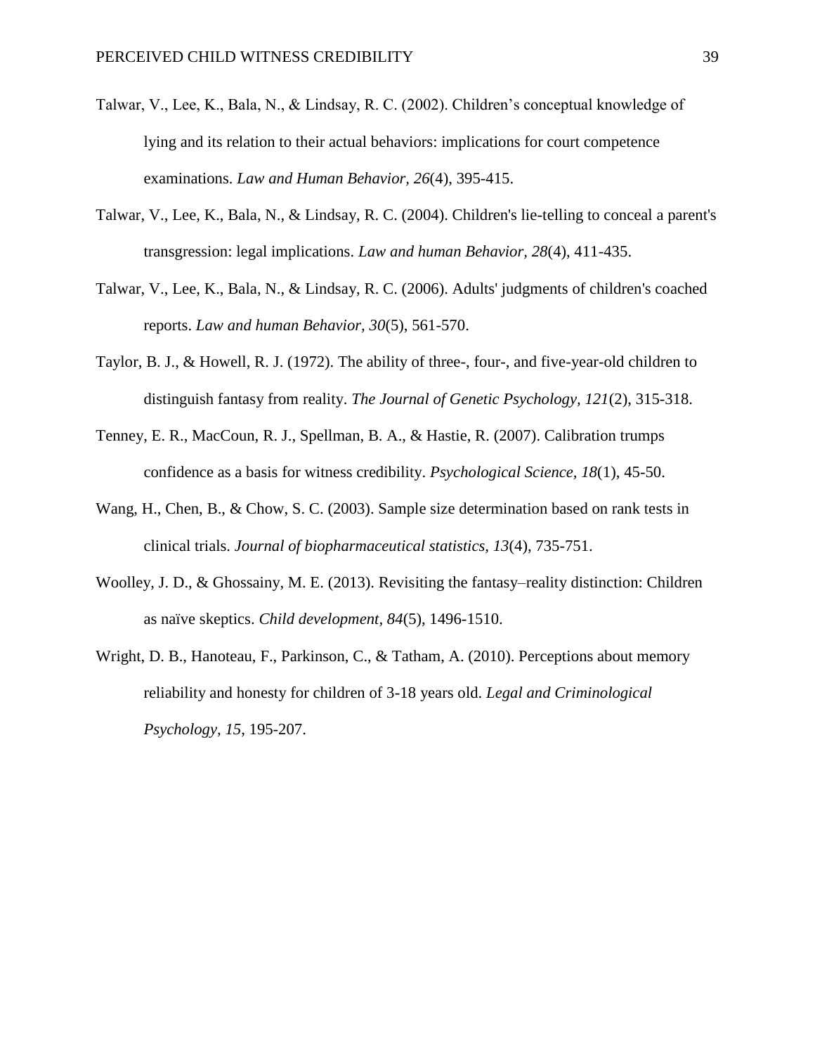Talwar, V., Lee, K., Bala, N., & Lindsay, R. C. (2002). Children's conceptual knowledge of lying and its relation to their actual behaviors: implications for court competence examinations. *Law and Human Behavior, 26*(4), 395-415.

Talwar, V., Lee, K., Bala, N., & Lindsay, R. C. (2004). Children's lie-telling to conceal a parent's transgression: legal implications. *Law and human Behavior, 28*(4), 411-435.

Talwar, V., Lee, K., Bala, N., & Lindsay, R. C. (2006). Adults' judgments of children's coached reports. *Law and human Behavior, 30*(5), 561-570.

Taylor, B. J., & Howell, R. J. (1972). The ability of three-, four-, and five-year-old children to distinguish fantasy from reality. *The Journal of Genetic Psychology, 121*(2), 315-318.

Tenney, E. R., MacCoun, R. J., Spellman, B. A., & Hastie, R. (2007). Calibration trumps confidence as a basis for witness credibility. *Psychological Science, 18*(1), 45-50.

Wang, H., Chen, B., & Chow, S. C. (2003). Sample size determination based on rank tests in clinical trials. *Journal of biopharmaceutical statistics, 13*(4), 735-751.

Woolley, J. D., & Ghossainy, M. E. (2013). Revisiting the fantasy–reality distinction: Children as naïve skeptics. *Child development, 84*(5), 1496-1510.

Wright, D. B., Hanoteau, F., Parkinson, C., & Tatham, A. (2010). Perceptions about memory reliability and honesty for children of 3-18 years old. *Legal and Criminological Psychology, 15*, 195-207.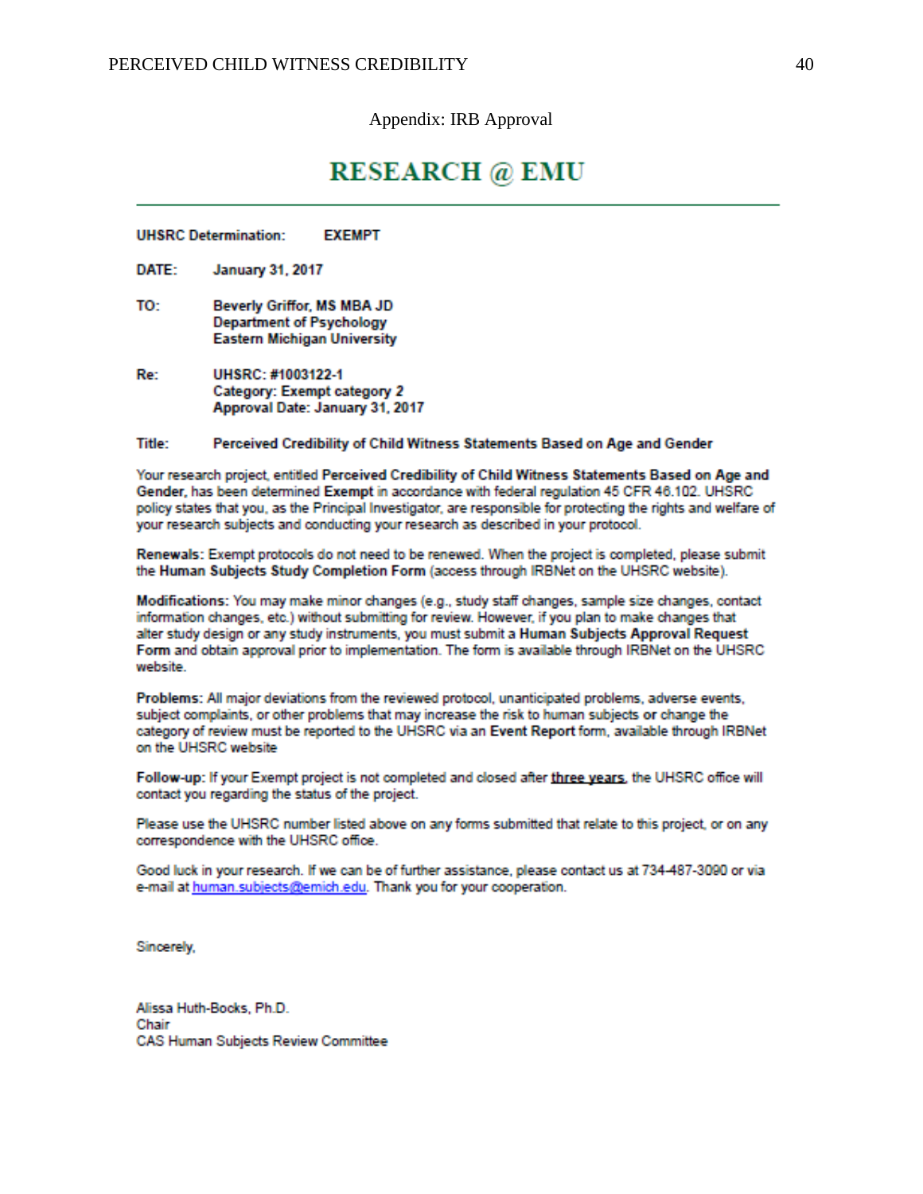Appendix: IRB Approval

# RESEARCH @ EMU

**UHSRC Determination:** **EXEMPT**

**DATE:** **January 31, 2017**

**TO:** **Beverly Griffor, MS MBA JD**
**Department of Psychology**
**Eastern Michigan University**

**Re:** **UHSRC: #1003122-1**
**Category: Exempt category 2**
**Approval Date: January 31, 2017**

**Title:** **Perceived Credibility of Child Witness Statements Based on Age and Gender**

Your research project, entitled **Perceived Credibility of Child Witness Statements Based on Age and Gender,** has been determined **Exempt** in accordance with federal regulation 45 CFR 46.102. UHSRC policy states that you, as the Principal Investigator, are responsible for protecting the rights and welfare of your research subjects and conducting your research as described in your protocol.

**Renewals:** Exempt protocols do not need to be renewed. When the project is completed, please submit the **Human Subjects Study Completion Form** (access through IRBNet on the UHSRC website).

**Modifications:** You may make minor changes (e.g., study staff changes, sample size changes, contact information changes, etc.) without submitting for review. However, if you plan to make changes that alter study design or any study instruments, you must submit a **Human Subjects Approval Request Form** and obtain approval prior to implementation. The form is available through IRBNet on the UHSRC website.

**Problems:** All major deviations from the reviewed protocol, unanticipated problems, adverse events, subject complaints, or other problems that may increase the risk to human subjects **or** change the category of review must be reported to the UHSRC via an **Event Report** form, available through IRBNet on the UHSRC website

**Follow-up:** If your Exempt project is not completed and closed after **three years**, the UHSRC office will contact you regarding the status of the project.

Please use the UHSRC number listed above on any forms submitted that relate to this project, or on any correspondence with the UHSRC office.

Good luck in your research. If we can be of further assistance, please contact us at 734-487-3090 or via e-mail at human.subjects@emich.edu. Thank you for your cooperation.

Sincerely,

Alissa Huth-Bocks, Ph.D.
Chair
CAS Human Subjects Review Committee